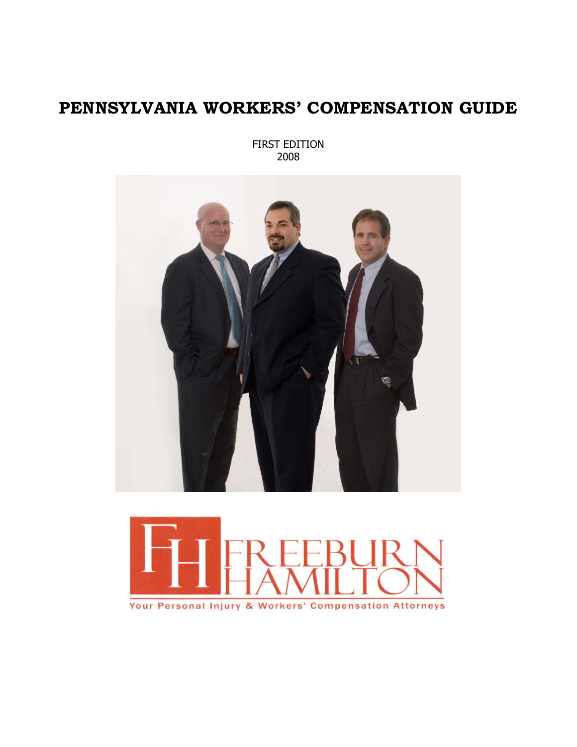# PENNSYLVANIA WORKERS' COMPENSATION GUIDE

FIRST EDITION
2008

FREEBURN HAMILTON

Your Personal Injury & Workers' Compensation Attorneys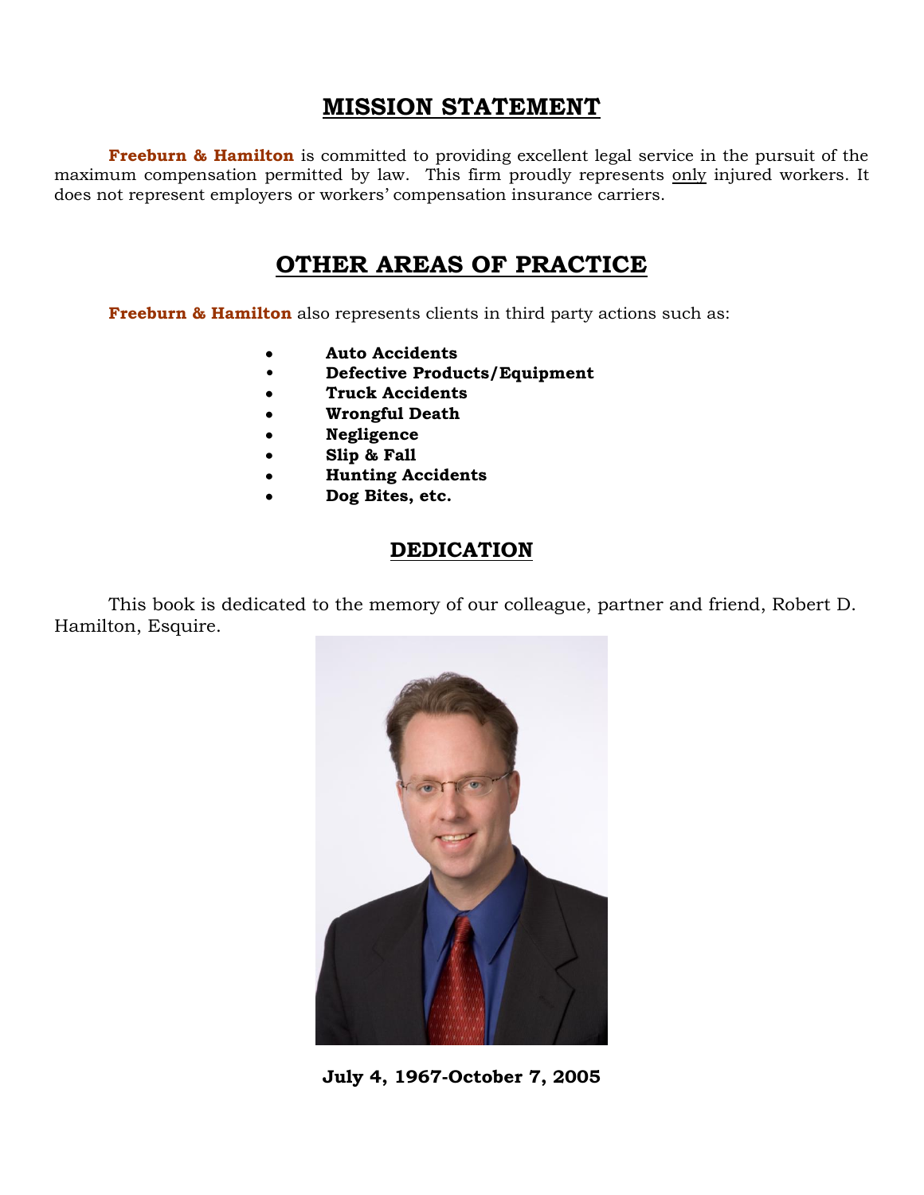## MISSION STATEMENT

**Freeburn & Hamilton** is committed to providing excellent legal service in the pursuit of the maximum compensation permitted by law. This firm proudly represents only injured workers. It does not represent employers or workers' compensation insurance carriers.

## OTHER AREAS OF PRACTICE

**Freeburn & Hamilton** also represents clients in third party actions such as:

- **Auto Accidents**
- **Defective Products/Equipment**
- **Truck Accidents**
- **Wrongful Death**
- **Negligence**
- **Slip & Fall**
- **Hunting Accidents**
- **Dog Bites, etc.**

## DEDICATION

This book is dedicated to the memory of our colleague, partner and friend, Robert D. Hamilton, Esquire.

**July 4, 1967-October 7, 2005**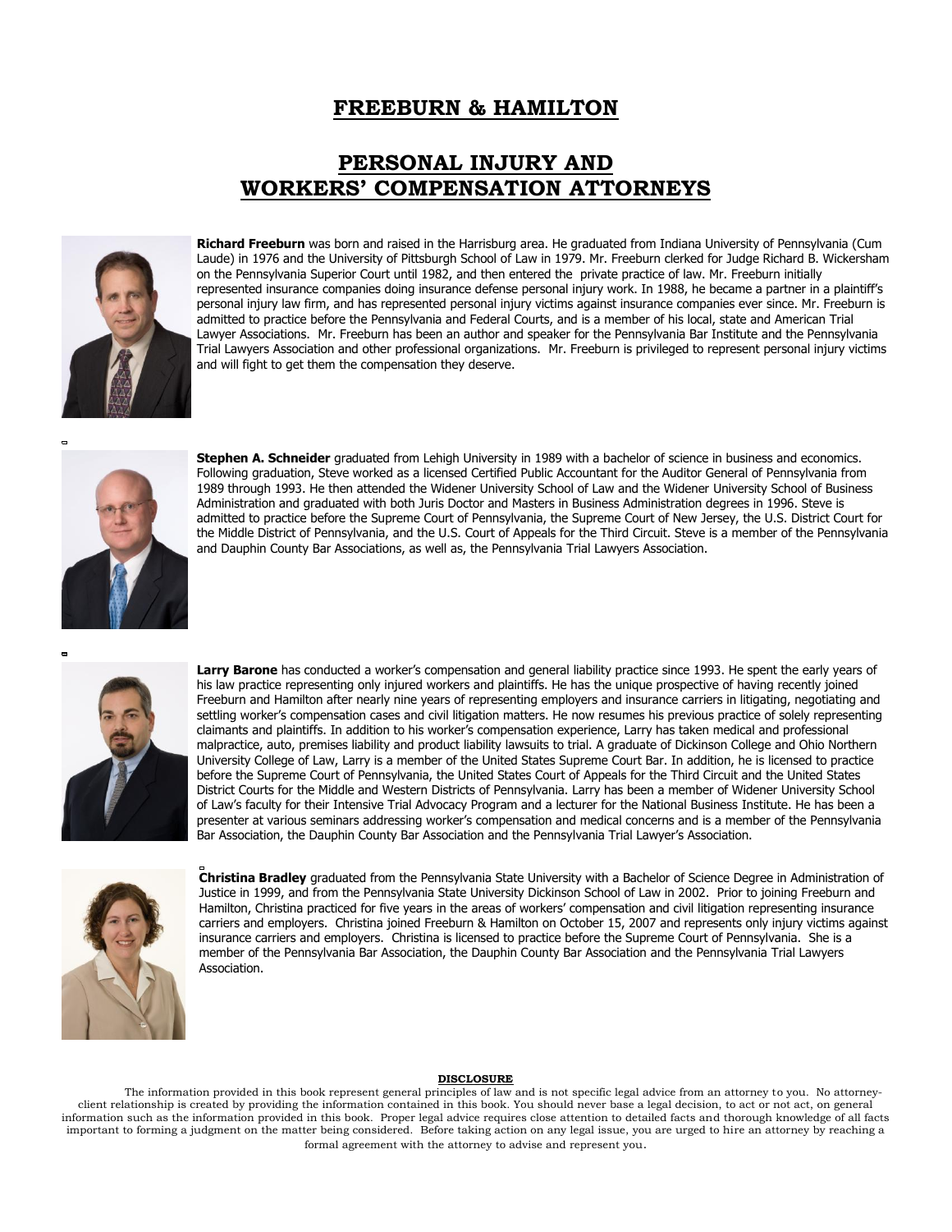# FREEBURN & HAMILTON

# PERSONAL INJURY AND WORKERS' COMPENSATION ATTORNEYS

**Richard Freeburn** was born and raised in the Harrisburg area. He graduated from Indiana University of Pennsylvania (Cum Laude) in 1976 and the University of Pittsburgh School of Law in 1979. Mr. Freeburn clerked for Judge Richard B. Wickersham on the Pennsylvania Superior Court until 1982, and then entered the private practice of law. Mr. Freeburn initially represented insurance companies doing insurance defense personal injury work. In 1988, he became a partner in a plaintiff's personal injury law firm, and has represented personal injury victims against insurance companies ever since. Mr. Freeburn is admitted to practice before the Pennsylvania and Federal Courts, and is a member of his local, state and American Trial Lawyer Associations. Mr. Freeburn has been an author and speaker for the Pennsylvania Bar Institute and the Pennsylvania Trial Lawyers Association and other professional organizations. Mr. Freeburn is privileged to represent personal injury victims and will fight to get them the compensation they deserve.

**Stephen A. Schneider** graduated from Lehigh University in 1989 with a bachelor of science in business and economics. Following graduation, Steve worked as a licensed Certified Public Accountant for the Auditor General of Pennsylvania from 1989 through 1993. He then attended the Widener University School of Law and the Widener University School of Business Administration and graduated with both Juris Doctor and Masters in Business Administration degrees in 1996. Steve is admitted to practice before the Supreme Court of Pennsylvania, the Supreme Court of New Jersey, the U.S. District Court for the Middle District of Pennsylvania, and the U.S. Court of Appeals for the Third Circuit. Steve is a member of the Pennsylvania and Dauphin County Bar Associations, as well as, the Pennsylvania Trial Lawyers Association.

**Larry Barone** has conducted a worker's compensation and general liability practice since 1993. He spent the early years of his law practice representing only injured workers and plaintiffs. He has the unique prospective of having recently joined Freeburn and Hamilton after nearly nine years of representing employers and insurance carriers in litigating, negotiating and settling worker's compensation cases and civil litigation matters. He now resumes his previous practice of solely representing claimants and plaintiffs. In addition to his worker's compensation experience, Larry has taken medical and professional malpractice, auto, premises liability and product liability lawsuits to trial. A graduate of Dickinson College and Ohio Northern University College of Law, Larry is a member of the United States Supreme Court Bar. In addition, he is licensed to practice before the Supreme Court of Pennsylvania, the United States Court of Appeals for the Third Circuit and the United States District Courts for the Middle and Western Districts of Pennsylvania. Larry has been a member of Widener University School of Law's faculty for their Intensive Trial Advocacy Program and a lecturer for the National Business Institute. He has been a presenter at various seminars addressing worker's compensation and medical concerns and is a member of the Pennsylvania Bar Association, the Dauphin County Bar Association and the Pennsylvania Trial Lawyer's Association.

**Christina Bradley** graduated from the Pennsylvania State University with a Bachelor of Science Degree in Administration of Justice in 1999, and from the Pennsylvania State University Dickinson School of Law in 2002. Prior to joining Freeburn and Hamilton, Christina practiced for five years in the areas of workers' compensation and civil litigation representing insurance carriers and employers. Christina joined Freeburn & Hamilton on October 15, 2007 and represents only injury victims against insurance carriers and employers. Christina is licensed to practice before the Supreme Court of Pennsylvania. She is a member of the Pennsylvania Bar Association, the Dauphin County Bar Association and the Pennsylvania Trial Lawyers Association.

**DISCLOSURE**

The information provided in this book represent general principles of law and is not specific legal advice from an attorney to you. No attorney-client relationship is created by providing the information contained in this book. You should never base a legal decision, to act or not act, on general information such as the information provided in this book. Proper legal advice requires close attention to detailed facts and thorough knowledge of all facts important to forming a judgment on the matter being considered. Before taking action on any legal issue, you are urged to hire an attorney by reaching a formal agreement with the attorney to advise and represent you.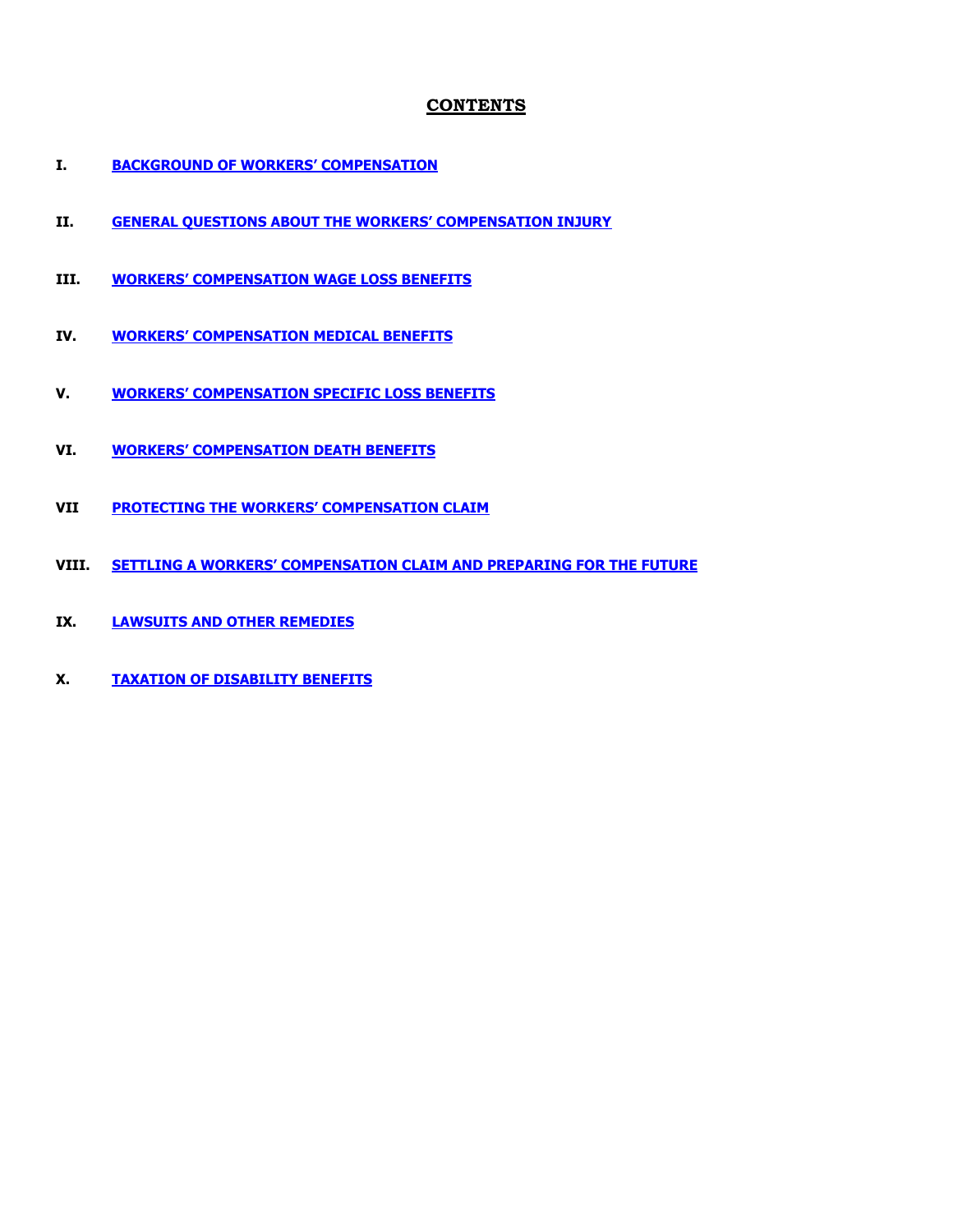## CONTENTS

**I.** **BACKGROUND OF WORKERS' COMPENSATION**

**II.** **GENERAL QUESTIONS ABOUT THE WORKERS' COMPENSATION INJURY**

**III.** **WORKERS' COMPENSATION WAGE LOSS BENEFITS**

**IV.** **WORKERS' COMPENSATION MEDICAL BENEFITS**

**V.** **WORKERS' COMPENSATION SPECIFIC LOSS BENEFITS**

**VI.** **WORKERS' COMPENSATION DEATH BENEFITS**

**VII** **PROTECTING THE WORKERS' COMPENSATION CLAIM**

**VIII.** **SETTLING A WORKERS' COMPENSATION CLAIM AND PREPARING FOR THE FUTURE**

**IX.** **LAWSUITS AND OTHER REMEDIES**

**X.** **TAXATION OF DISABILITY BENEFITS**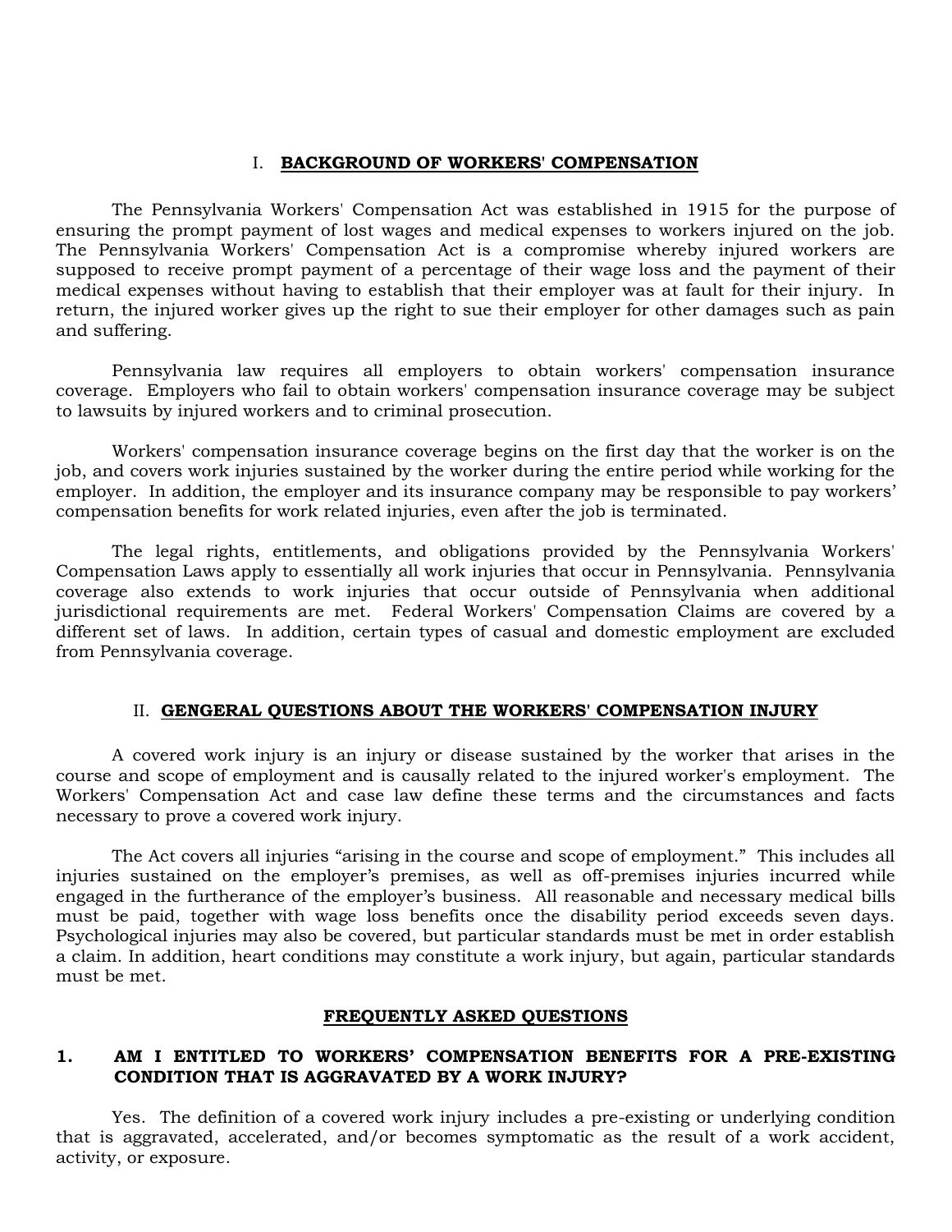## I. BACKGROUND OF WORKERS' COMPENSATION

The Pennsylvania Workers' Compensation Act was established in 1915 for the purpose of ensuring the prompt payment of lost wages and medical expenses to workers injured on the job. The Pennsylvania Workers' Compensation Act is a compromise whereby injured workers are supposed to receive prompt payment of a percentage of their wage loss and the payment of their medical expenses without having to establish that their employer was at fault for their injury. In return, the injured worker gives up the right to sue their employer for other damages such as pain and suffering.

Pennsylvania law requires all employers to obtain workers' compensation insurance coverage. Employers who fail to obtain workers' compensation insurance coverage may be subject to lawsuits by injured workers and to criminal prosecution.

Workers' compensation insurance coverage begins on the first day that the worker is on the job, and covers work injuries sustained by the worker during the entire period while working for the employer. In addition, the employer and its insurance company may be responsible to pay workers' compensation benefits for work related injuries, even after the job is terminated.

The legal rights, entitlements, and obligations provided by the Pennsylvania Workers' Compensation Laws apply to essentially all work injuries that occur in Pennsylvania. Pennsylvania coverage also extends to work injuries that occur outside of Pennsylvania when additional jurisdictional requirements are met. Federal Workers' Compensation Claims are covered by a different set of laws. In addition, certain types of casual and domestic employment are excluded from Pennsylvania coverage.

## II. GENGERAL QUESTIONS ABOUT THE WORKERS' COMPENSATION INJURY

A covered work injury is an injury or disease sustained by the worker that arises in the course and scope of employment and is causally related to the injured worker's employment. The Workers' Compensation Act and case law define these terms and the circumstances and facts necessary to prove a covered work injury.

The Act covers all injuries "arising in the course and scope of employment." This includes all injuries sustained on the employer's premises, as well as off-premises injuries incurred while engaged in the furtherance of the employer's business. All reasonable and necessary medical bills must be paid, together with wage loss benefits once the disability period exceeds seven days. Psychological injuries may also be covered, but particular standards must be met in order establish a claim. In addition, heart conditions may constitute a work injury, but again, particular standards must be met.

### FREQUENTLY ASKED QUESTIONS

### 1. AM I ENTITLED TO WORKERS' COMPENSATION BENEFITS FOR A PRE-EXISTING CONDITION THAT IS AGGRAVATED BY A WORK INJURY?

Yes. The definition of a covered work injury includes a pre-existing or underlying condition that is aggravated, accelerated, and/or becomes symptomatic as the result of a work accident, activity, or exposure.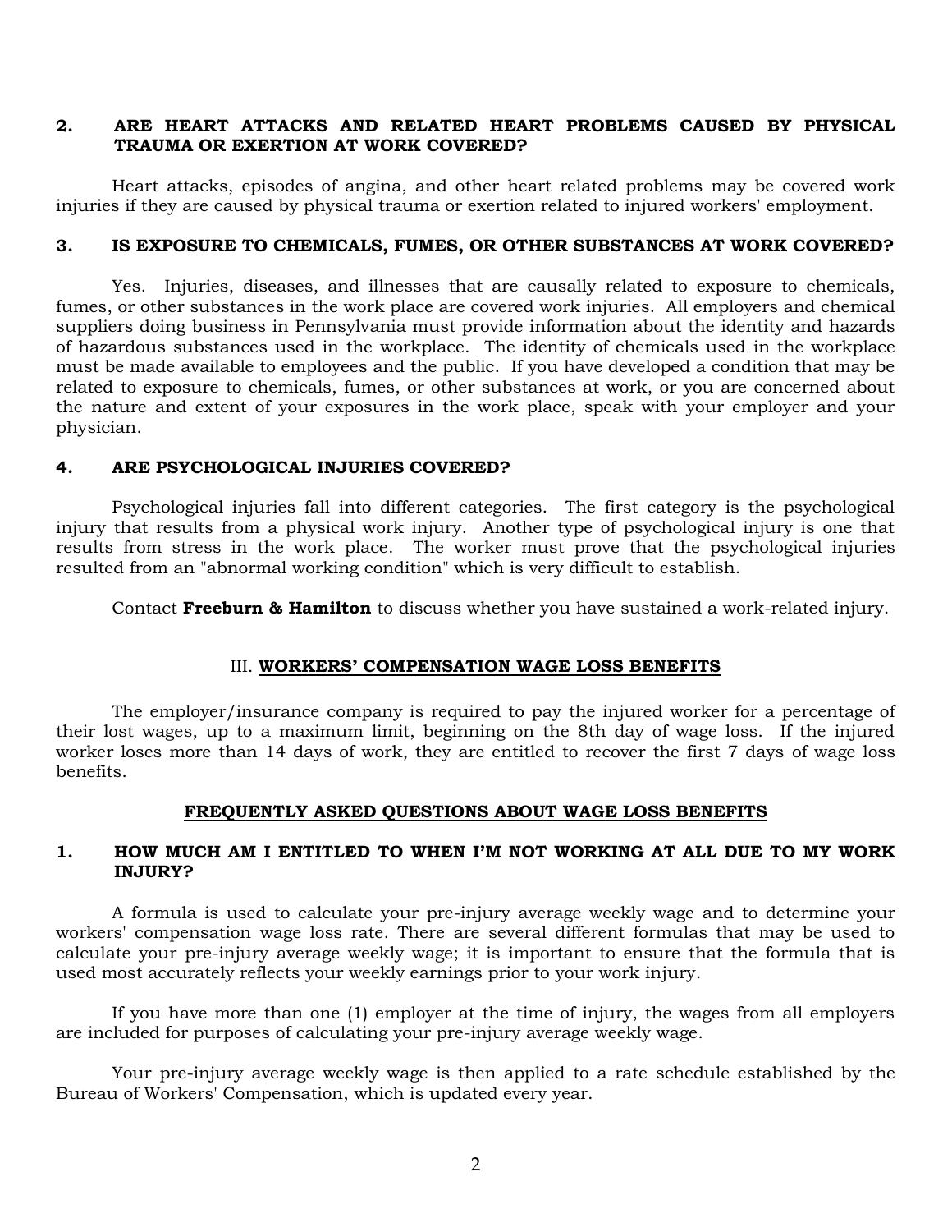### 2. ARE HEART ATTACKS AND RELATED HEART PROBLEMS CAUSED BY PHYSICAL TRAUMA OR EXERTION AT WORK COVERED?

Heart attacks, episodes of angina, and other heart related problems may be covered work injuries if they are caused by physical trauma or exertion related to injured workers' employment.

### 3. IS EXPOSURE TO CHEMICALS, FUMES, OR OTHER SUBSTANCES AT WORK COVERED?

Yes. Injuries, diseases, and illnesses that are causally related to exposure to chemicals, fumes, or other substances in the work place are covered work injuries. All employers and chemical suppliers doing business in Pennsylvania must provide information about the identity and hazards of hazardous substances used in the workplace. The identity of chemicals used in the workplace must be made available to employees and the public. If you have developed a condition that may be related to exposure to chemicals, fumes, or other substances at work, or you are concerned about the nature and extent of your exposures in the work place, speak with your employer and your physician.

### 4. ARE PSYCHOLOGICAL INJURIES COVERED?

Psychological injuries fall into different categories. The first category is the psychological injury that results from a physical work injury. Another type of psychological injury is one that results from stress in the work place. The worker must prove that the psychological injuries resulted from an "abnormal working condition" which is very difficult to establish.

Contact **Freeburn & Hamilton** to discuss whether you have sustained a work-related injury.

## III. <u>WORKERS' COMPENSATION WAGE LOSS BENEFITS</u>

The employer/insurance company is required to pay the injured worker for a percentage of their lost wages, up to a maximum limit, beginning on the 8th day of wage loss. If the injured worker loses more than 14 days of work, they are entitled to recover the first 7 days of wage loss benefits.

### <u>FREQUENTLY ASKED QUESTIONS ABOUT WAGE LOSS BENEFITS</u>

### 1. HOW MUCH AM I ENTITLED TO WHEN I'M NOT WORKING AT ALL DUE TO MY WORK INJURY?

A formula is used to calculate your pre-injury average weekly wage and to determine your workers' compensation wage loss rate. There are several different formulas that may be used to calculate your pre-injury average weekly wage; it is important to ensure that the formula that is used most accurately reflects your weekly earnings prior to your work injury.

If you have more than one (1) employer at the time of injury, the wages from all employers are included for purposes of calculating your pre-injury average weekly wage.

Your pre-injury average weekly wage is then applied to a rate schedule established by the Bureau of Workers' Compensation, which is updated every year.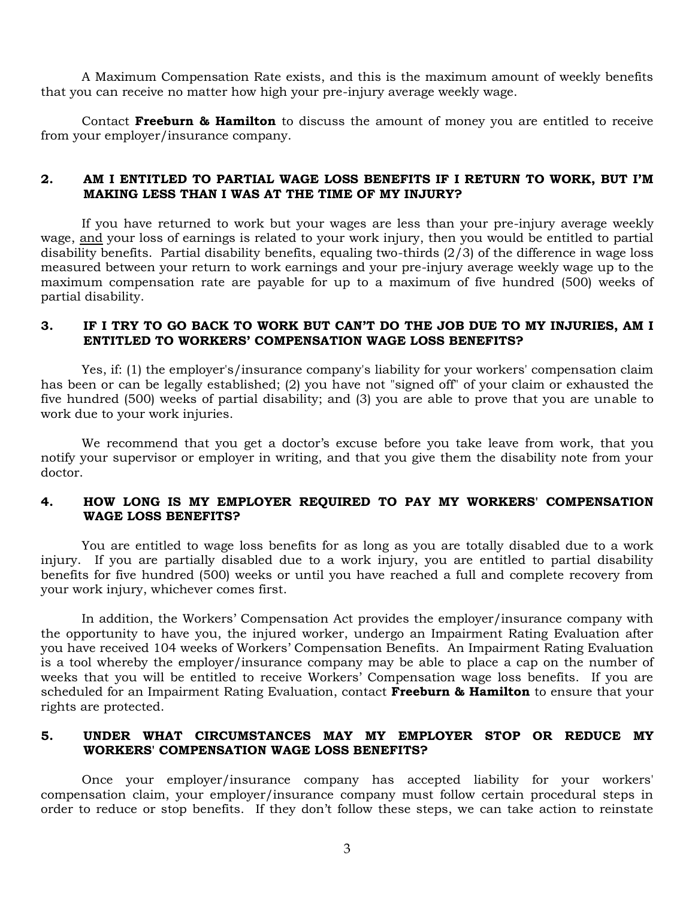A Maximum Compensation Rate exists, and this is the maximum amount of weekly benefits that you can receive no matter how high your pre-injury average weekly wage.

Contact **Freeburn & Hamilton** to discuss the amount of money you are entitled to receive from your employer/insurance company.

### 2. AM I ENTITLED TO PARTIAL WAGE LOSS BENEFITS IF I RETURN TO WORK, BUT I'M MAKING LESS THAN I WAS AT THE TIME OF MY INJURY?

If you have returned to work but your wages are less than your pre-injury average weekly wage, <u>and</u> your loss of earnings is related to your work injury, then you would be entitled to partial disability benefits. Partial disability benefits, equaling two-thirds (2/3) of the difference in wage loss measured between your return to work earnings and your pre-injury average weekly wage up to the maximum compensation rate are payable for up to a maximum of five hundred (500) weeks of partial disability.

### 3. IF I TRY TO GO BACK TO WORK BUT CAN'T DO THE JOB DUE TO MY INJURIES, AM I ENTITLED TO WORKERS' COMPENSATION WAGE LOSS BENEFITS?

Yes, if: (1) the employer's/insurance company's liability for your workers' compensation claim has been or can be legally established; (2) you have not "signed off" of your claim or exhausted the five hundred (500) weeks of partial disability; and (3) you are able to prove that you are unable to work due to your work injuries.

We recommend that you get a doctor's excuse before you take leave from work, that you notify your supervisor or employer in writing, and that you give them the disability note from your doctor.

### 4. HOW LONG IS MY EMPLOYER REQUIRED TO PAY MY WORKERS' COMPENSATION WAGE LOSS BENEFITS?

You are entitled to wage loss benefits for as long as you are totally disabled due to a work injury. If you are partially disabled due to a work injury, you are entitled to partial disability benefits for five hundred (500) weeks or until you have reached a full and complete recovery from your work injury, whichever comes first.

In addition, the Workers' Compensation Act provides the employer/insurance company with the opportunity to have you, the injured worker, undergo an Impairment Rating Evaluation after you have received 104 weeks of Workers' Compensation Benefits. An Impairment Rating Evaluation is a tool whereby the employer/insurance company may be able to place a cap on the number of weeks that you will be entitled to receive Workers' Compensation wage loss benefits. If you are scheduled for an Impairment Rating Evaluation, contact **Freeburn & Hamilton** to ensure that your rights are protected.

### 5. UNDER WHAT CIRCUMSTANCES MAY MY EMPLOYER STOP OR REDUCE MY WORKERS' COMPENSATION WAGE LOSS BENEFITS?

Once your employer/insurance company has accepted liability for your workers' compensation claim, your employer/insurance company must follow certain procedural steps in order to reduce or stop benefits. If they don't follow these steps, we can take action to reinstate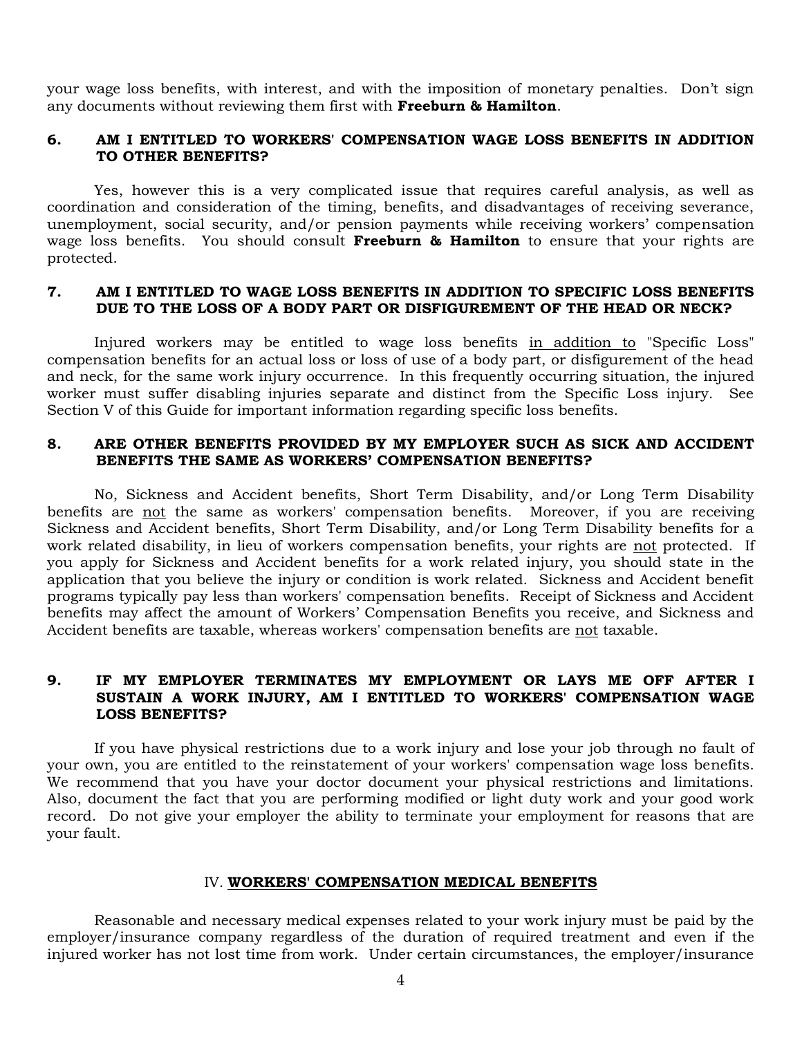your wage loss benefits, with interest, and with the imposition of monetary penalties. Don't sign any documents without reviewing them first with **Freeburn & Hamilton**.

### 6. AM I ENTITLED TO WORKERS' COMPENSATION WAGE LOSS BENEFITS IN ADDITION TO OTHER BENEFITS?

Yes, however this is a very complicated issue that requires careful analysis, as well as coordination and consideration of the timing, benefits, and disadvantages of receiving severance, unemployment, social security, and/or pension payments while receiving workers' compensation wage loss benefits. You should consult **Freeburn & Hamilton** to ensure that your rights are protected.

### 7. AM I ENTITLED TO WAGE LOSS BENEFITS IN ADDITION TO SPECIFIC LOSS BENEFITS DUE TO THE LOSS OF A BODY PART OR DISFIGUREMENT OF THE HEAD OR NECK?

Injured workers may be entitled to wage loss benefits <u>in addition to</u> "Specific Loss" compensation benefits for an actual loss or loss of use of a body part, or disfigurement of the head and neck, for the same work injury occurrence. In this frequently occurring situation, the injured worker must suffer disabling injuries separate and distinct from the Specific Loss injury. See Section V of this Guide for important information regarding specific loss benefits.

### 8. ARE OTHER BENEFITS PROVIDED BY MY EMPLOYER SUCH AS SICK AND ACCIDENT BENEFITS THE SAME AS WORKERS' COMPENSATION BENEFITS?

No, Sickness and Accident benefits, Short Term Disability, and/or Long Term Disability benefits are <u>not</u> the same as workers' compensation benefits. Moreover, if you are receiving Sickness and Accident benefits, Short Term Disability, and/or Long Term Disability benefits for a work related disability, in lieu of workers compensation benefits, your rights are <u>not</u> protected. If you apply for Sickness and Accident benefits for a work related injury, you should state in the application that you believe the injury or condition is work related. Sickness and Accident benefit programs typically pay less than workers' compensation benefits. Receipt of Sickness and Accident benefits may affect the amount of Workers' Compensation Benefits you receive, and Sickness and Accident benefits are taxable, whereas workers' compensation benefits are <u>not</u> taxable.

### 9. IF MY EMPLOYER TERMINATES MY EMPLOYMENT OR LAYS ME OFF AFTER I SUSTAIN A WORK INJURY, AM I ENTITLED TO WORKERS' COMPENSATION WAGE LOSS BENEFITS?

If you have physical restrictions due to a work injury and lose your job through no fault of your own, you are entitled to the reinstatement of your workers' compensation wage loss benefits. We recommend that you have your doctor document your physical restrictions and limitations. Also, document the fact that you are performing modified or light duty work and your good work record. Do not give your employer the ability to terminate your employment for reasons that are your fault.

## IV. <u>WORKERS' COMPENSATION MEDICAL BENEFITS</u>

Reasonable and necessary medical expenses related to your work injury must be paid by the employer/insurance company regardless of the duration of required treatment and even if the injured worker has not lost time from work. Under certain circumstances, the employer/insurance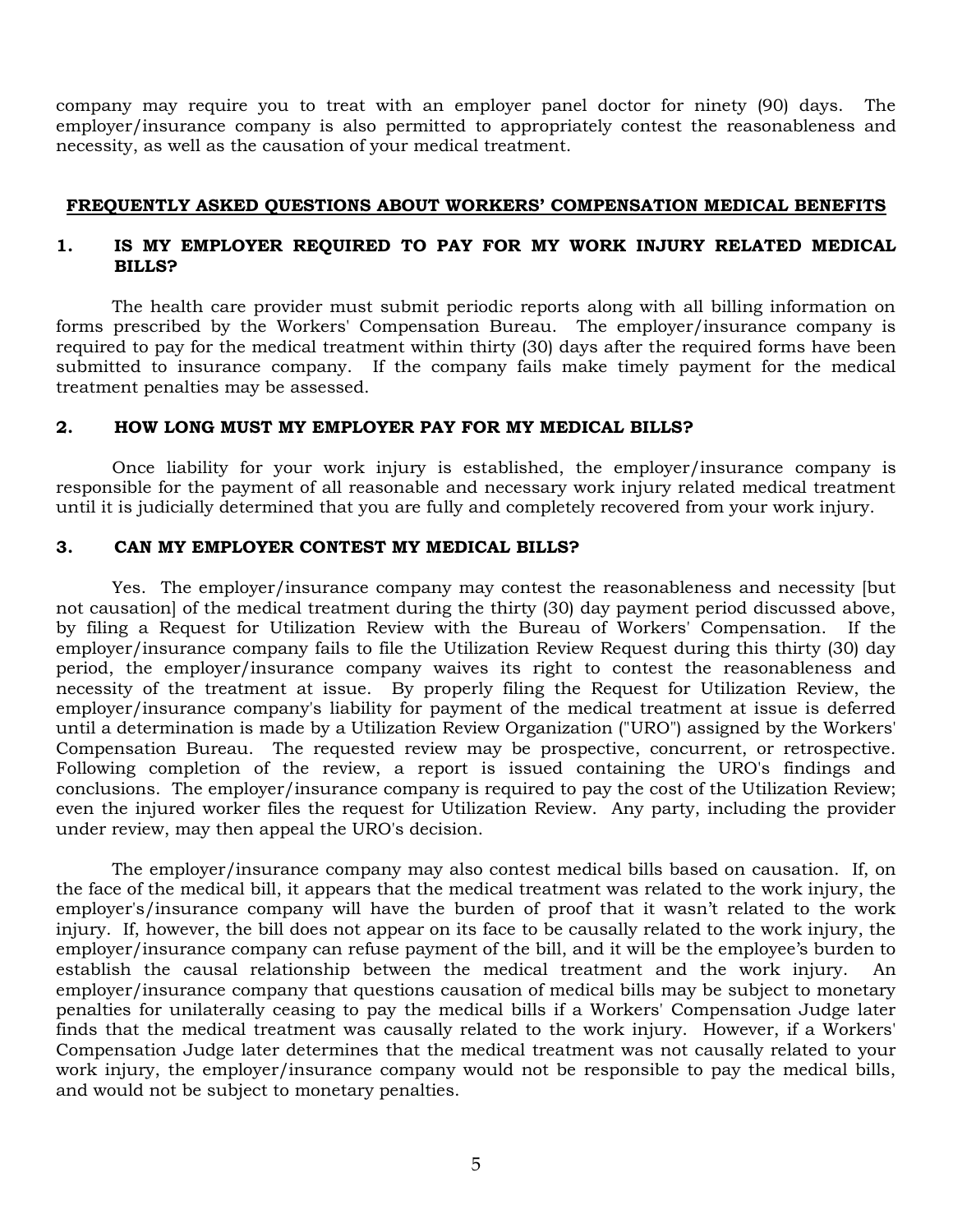company may require you to treat with an employer panel doctor for ninety (90) days. The employer/insurance company is also permitted to appropriately contest the reasonableness and necessity, as well as the causation of your medical treatment.

## FREQUENTLY ASKED QUESTIONS ABOUT WORKERS' COMPENSATION MEDICAL BENEFITS

### 1. IS MY EMPLOYER REQUIRED TO PAY FOR MY WORK INJURY RELATED MEDICAL BILLS?

The health care provider must submit periodic reports along with all billing information on forms prescribed by the Workers' Compensation Bureau. The employer/insurance company is required to pay for the medical treatment within thirty (30) days after the required forms have been submitted to insurance company. If the company fails make timely payment for the medical treatment penalties may be assessed.

### 2. HOW LONG MUST MY EMPLOYER PAY FOR MY MEDICAL BILLS?

Once liability for your work injury is established, the employer/insurance company is responsible for the payment of all reasonable and necessary work injury related medical treatment until it is judicially determined that you are fully and completely recovered from your work injury.

### 3. CAN MY EMPLOYER CONTEST MY MEDICAL BILLS?

Yes. The employer/insurance company may contest the reasonableness and necessity [but not causation] of the medical treatment during the thirty (30) day payment period discussed above, by filing a Request for Utilization Review with the Bureau of Workers' Compensation. If the employer/insurance company fails to file the Utilization Review Request during this thirty (30) day period, the employer/insurance company waives its right to contest the reasonableness and necessity of the treatment at issue. By properly filing the Request for Utilization Review, the employer/insurance company's liability for payment of the medical treatment at issue is deferred until a determination is made by a Utilization Review Organization ("URO") assigned by the Workers' Compensation Bureau. The requested review may be prospective, concurrent, or retrospective. Following completion of the review, a report is issued containing the URO's findings and conclusions. The employer/insurance company is required to pay the cost of the Utilization Review; even the injured worker files the request for Utilization Review. Any party, including the provider under review, may then appeal the URO's decision.

The employer/insurance company may also contest medical bills based on causation. If, on the face of the medical bill, it appears that the medical treatment was related to the work injury, the employer's/insurance company will have the burden of proof that it wasn't related to the work injury. If, however, the bill does not appear on its face to be causally related to the work injury, the employer/insurance company can refuse payment of the bill, and it will be the employee's burden to establish the causal relationship between the medical treatment and the work injury. An employer/insurance company that questions causation of medical bills may be subject to monetary penalties for unilaterally ceasing to pay the medical bills if a Workers' Compensation Judge later finds that the medical treatment was causally related to the work injury. However, if a Workers' Compensation Judge later determines that the medical treatment was not causally related to your work injury, the employer/insurance company would not be responsible to pay the medical bills, and would not be subject to monetary penalties.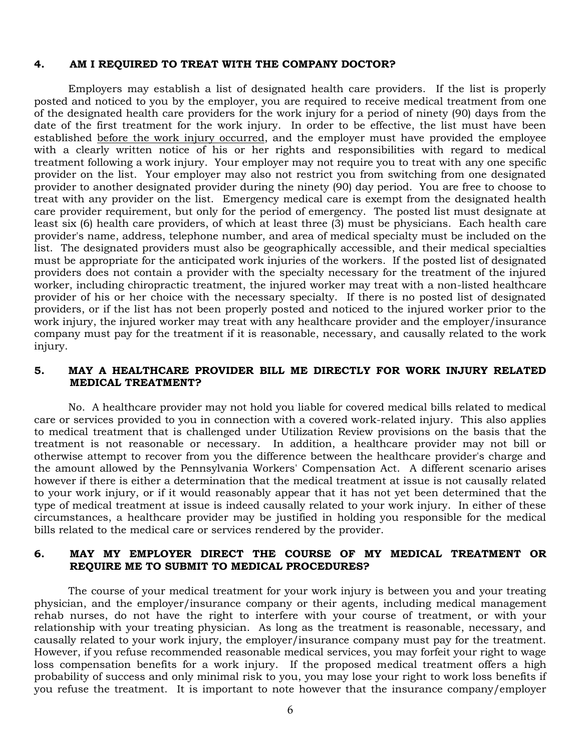### 4. AM I REQUIRED TO TREAT WITH THE COMPANY DOCTOR?

Employers may establish a list of designated health care providers. If the list is properly posted and noticed to you by the employer, you are required to receive medical treatment from one of the designated health care providers for the work injury for a period of ninety (90) days from the date of the first treatment for the work injury. In order to be effective, the list must have been established before the work injury occurred, and the employer must have provided the employee with a clearly written notice of his or her rights and responsibilities with regard to medical treatment following a work injury. Your employer may not require you to treat with any one specific provider on the list. Your employer may also not restrict you from switching from one designated provider to another designated provider during the ninety (90) day period. You are free to choose to treat with any provider on the list. Emergency medical care is exempt from the designated health care provider requirement, but only for the period of emergency. The posted list must designate at least six (6) health care providers, of which at least three (3) must be physicians. Each health care provider's name, address, telephone number, and area of medical specialty must be included on the list. The designated providers must also be geographically accessible, and their medical specialties must be appropriate for the anticipated work injuries of the workers. If the posted list of designated providers does not contain a provider with the specialty necessary for the treatment of the injured worker, including chiropractic treatment, the injured worker may treat with a non-listed healthcare provider of his or her choice with the necessary specialty. If there is no posted list of designated providers, or if the list has not been properly posted and noticed to the injured worker prior to the work injury, the injured worker may treat with any healthcare provider and the employer/insurance company must pay for the treatment if it is reasonable, necessary, and causally related to the work injury.

### 5. MAY A HEALTHCARE PROVIDER BILL ME DIRECTLY FOR WORK INJURY RELATED MEDICAL TREATMENT?

No. A healthcare provider may not hold you liable for covered medical bills related to medical care or services provided to you in connection with a covered work-related injury. This also applies to medical treatment that is challenged under Utilization Review provisions on the basis that the treatment is not reasonable or necessary. In addition, a healthcare provider may not bill or otherwise attempt to recover from you the difference between the healthcare provider's charge and the amount allowed by the Pennsylvania Workers' Compensation Act. A different scenario arises however if there is either a determination that the medical treatment at issue is not causally related to your work injury, or if it would reasonably appear that it has not yet been determined that the type of medical treatment at issue is indeed causally related to your work injury. In either of these circumstances, a healthcare provider may be justified in holding you responsible for the medical bills related to the medical care or services rendered by the provider.

### 6. MAY MY EMPLOYER DIRECT THE COURSE OF MY MEDICAL TREATMENT OR REQUIRE ME TO SUBMIT TO MEDICAL PROCEDURES?

The course of your medical treatment for your work injury is between you and your treating physician, and the employer/insurance company or their agents, including medical management rehab nurses, do not have the right to interfere with your course of treatment, or with your relationship with your treating physician. As long as the treatment is reasonable, necessary, and causally related to your work injury, the employer/insurance company must pay for the treatment. However, if you refuse recommended reasonable medical services, you may forfeit your right to wage loss compensation benefits for a work injury. If the proposed medical treatment offers a high probability of success and only minimal risk to you, you may lose your right to work loss benefits if you refuse the treatment. It is important to note however that the insurance company/employer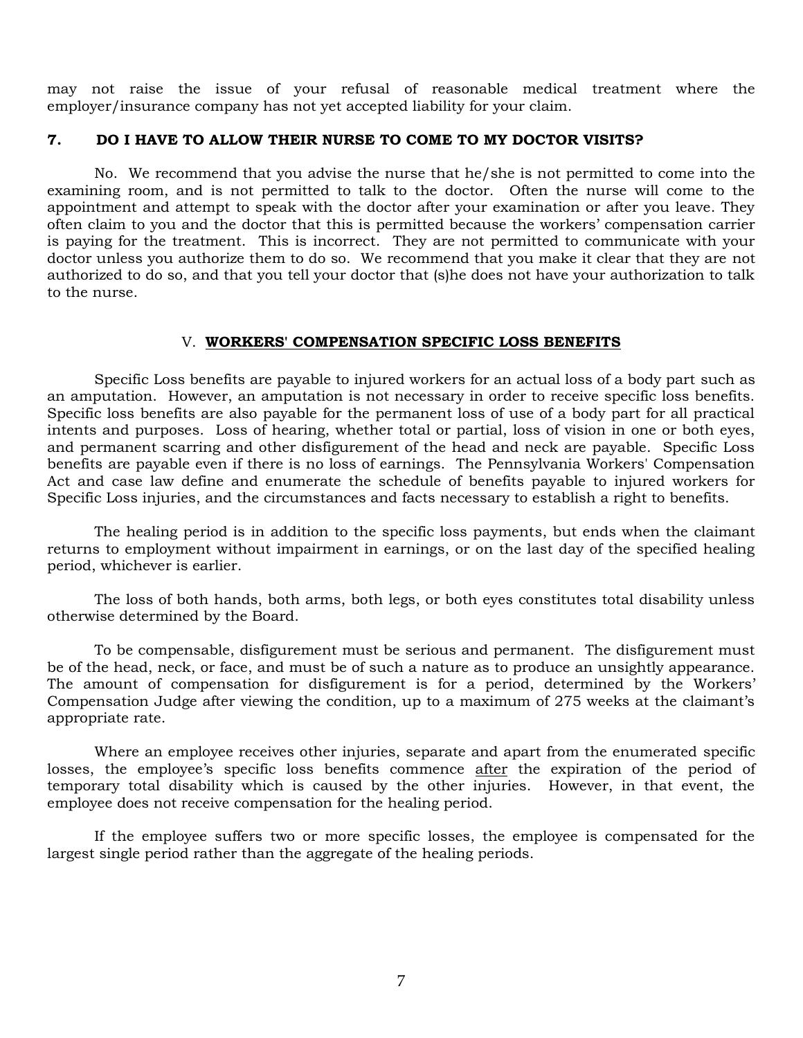may not raise the issue of your refusal of reasonable medical treatment where the employer/insurance company has not yet accepted liability for your claim.

### 7. DO I HAVE TO ALLOW THEIR NURSE TO COME TO MY DOCTOR VISITS?

No. We recommend that you advise the nurse that he/she is not permitted to come into the examining room, and is not permitted to talk to the doctor. Often the nurse will come to the appointment and attempt to speak with the doctor after your examination or after you leave. They often claim to you and the doctor that this is permitted because the workers' compensation carrier is paying for the treatment. This is incorrect. They are not permitted to communicate with your doctor unless you authorize them to do so. We recommend that you make it clear that they are not authorized to do so, and that you tell your doctor that (s)he does not have your authorization to talk to the nurse.

## V. <u>**WORKERS' COMPENSATION SPECIFIC LOSS BENEFITS**</u>

Specific Loss benefits are payable to injured workers for an actual loss of a body part such as an amputation. However, an amputation is not necessary in order to receive specific loss benefits. Specific loss benefits are also payable for the permanent loss of use of a body part for all practical intents and purposes. Loss of hearing, whether total or partial, loss of vision in one or both eyes, and permanent scarring and other disfigurement of the head and neck are payable. Specific Loss benefits are payable even if there is no loss of earnings. The Pennsylvania Workers' Compensation Act and case law define and enumerate the schedule of benefits payable to injured workers for Specific Loss injuries, and the circumstances and facts necessary to establish a right to benefits.

The healing period is in addition to the specific loss payments, but ends when the claimant returns to employment without impairment in earnings, or on the last day of the specified healing period, whichever is earlier.

The loss of both hands, both arms, both legs, or both eyes constitutes total disability unless otherwise determined by the Board.

To be compensable, disfigurement must be serious and permanent. The disfigurement must be of the head, neck, or face, and must be of such a nature as to produce an unsightly appearance. The amount of compensation for disfigurement is for a period, determined by the Workers' Compensation Judge after viewing the condition, up to a maximum of 275 weeks at the claimant's appropriate rate.

Where an employee receives other injuries, separate and apart from the enumerated specific losses, the employee's specific loss benefits commence <u>after</u> the expiration of the period of temporary total disability which is caused by the other injuries. However, in that event, the employee does not receive compensation for the healing period.

If the employee suffers two or more specific losses, the employee is compensated for the largest single period rather than the aggregate of the healing periods.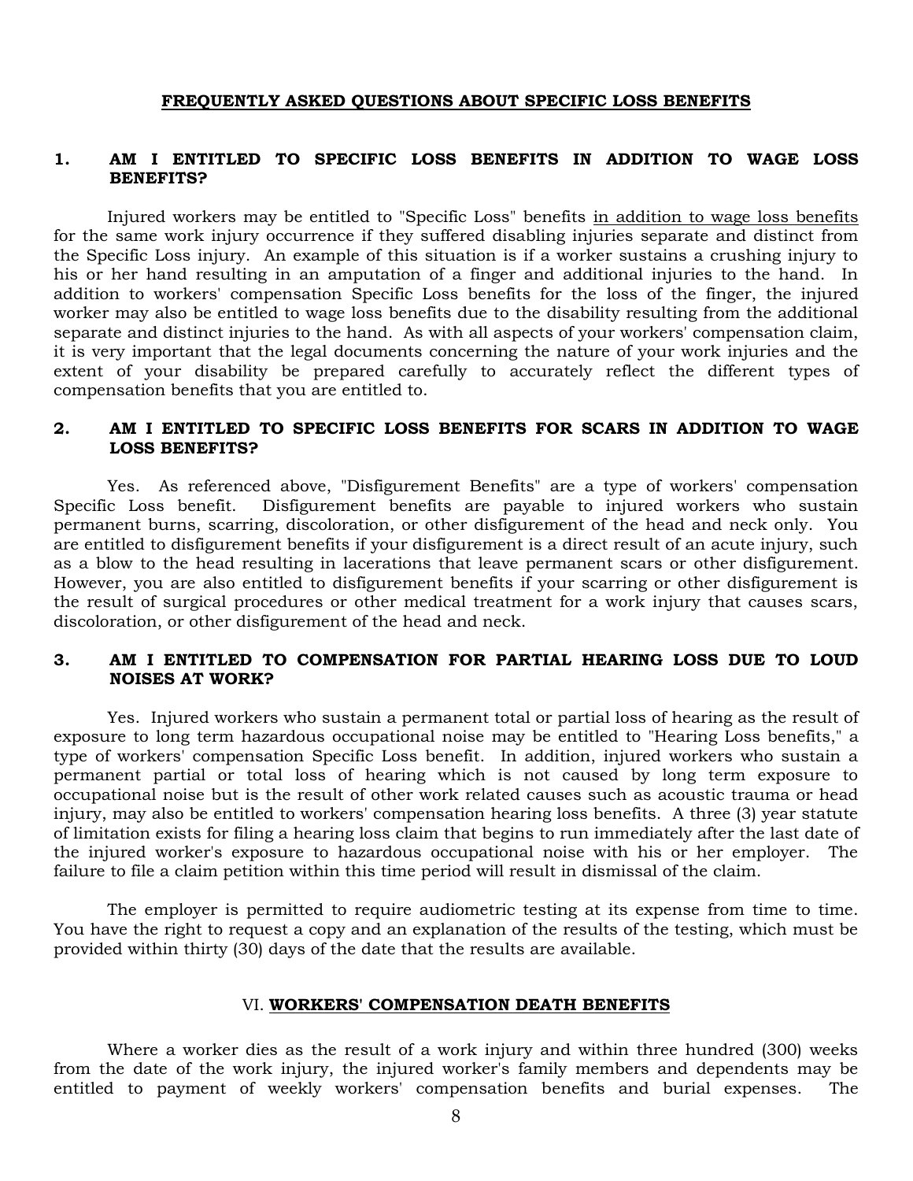## FREQUENTLY ASKED QUESTIONS ABOUT SPECIFIC LOSS BENEFITS

### 1. AM I ENTITLED TO SPECIFIC LOSS BENEFITS IN ADDITION TO WAGE LOSS BENEFITS?

Injured workers may be entitled to "Specific Loss" benefits in addition to wage loss benefits for the same work injury occurrence if they suffered disabling injuries separate and distinct from the Specific Loss injury. An example of this situation is if a worker sustains a crushing injury to his or her hand resulting in an amputation of a finger and additional injuries to the hand. In addition to workers' compensation Specific Loss benefits for the loss of the finger, the injured worker may also be entitled to wage loss benefits due to the disability resulting from the additional separate and distinct injuries to the hand. As with all aspects of your workers' compensation claim, it is very important that the legal documents concerning the nature of your work injuries and the extent of your disability be prepared carefully to accurately reflect the different types of compensation benefits that you are entitled to.

### 2. AM I ENTITLED TO SPECIFIC LOSS BENEFITS FOR SCARS IN ADDITION TO WAGE LOSS BENEFITS?

Yes. As referenced above, "Disfigurement Benefits" are a type of workers' compensation Specific Loss benefit. Disfigurement benefits are payable to injured workers who sustain permanent burns, scarring, discoloration, or other disfigurement of the head and neck only. You are entitled to disfigurement benefits if your disfigurement is a direct result of an acute injury, such as a blow to the head resulting in lacerations that leave permanent scars or other disfigurement. However, you are also entitled to disfigurement benefits if your scarring or other disfigurement is the result of surgical procedures or other medical treatment for a work injury that causes scars, discoloration, or other disfigurement of the head and neck.

### 3. AM I ENTITLED TO COMPENSATION FOR PARTIAL HEARING LOSS DUE TO LOUD NOISES AT WORK?

Yes. Injured workers who sustain a permanent total or partial loss of hearing as the result of exposure to long term hazardous occupational noise may be entitled to "Hearing Loss benefits," a type of workers' compensation Specific Loss benefit. In addition, injured workers who sustain a permanent partial or total loss of hearing which is not caused by long term exposure to occupational noise but is the result of other work related causes such as acoustic trauma or head injury, may also be entitled to workers' compensation hearing loss benefits. A three (3) year statute of limitation exists for filing a hearing loss claim that begins to run immediately after the last date of the injured worker's exposure to hazardous occupational noise with his or her employer. The failure to file a claim petition within this time period will result in dismissal of the claim.

The employer is permitted to require audiometric testing at its expense from time to time. You have the right to request a copy and an explanation of the results of the testing, which must be provided within thirty (30) days of the date that the results are available.

## VI. WORKERS' COMPENSATION DEATH BENEFITS

Where a worker dies as the result of a work injury and within three hundred (300) weeks from the date of the work injury, the injured worker's family members and dependents may be entitled to payment of weekly workers' compensation benefits and burial expenses. The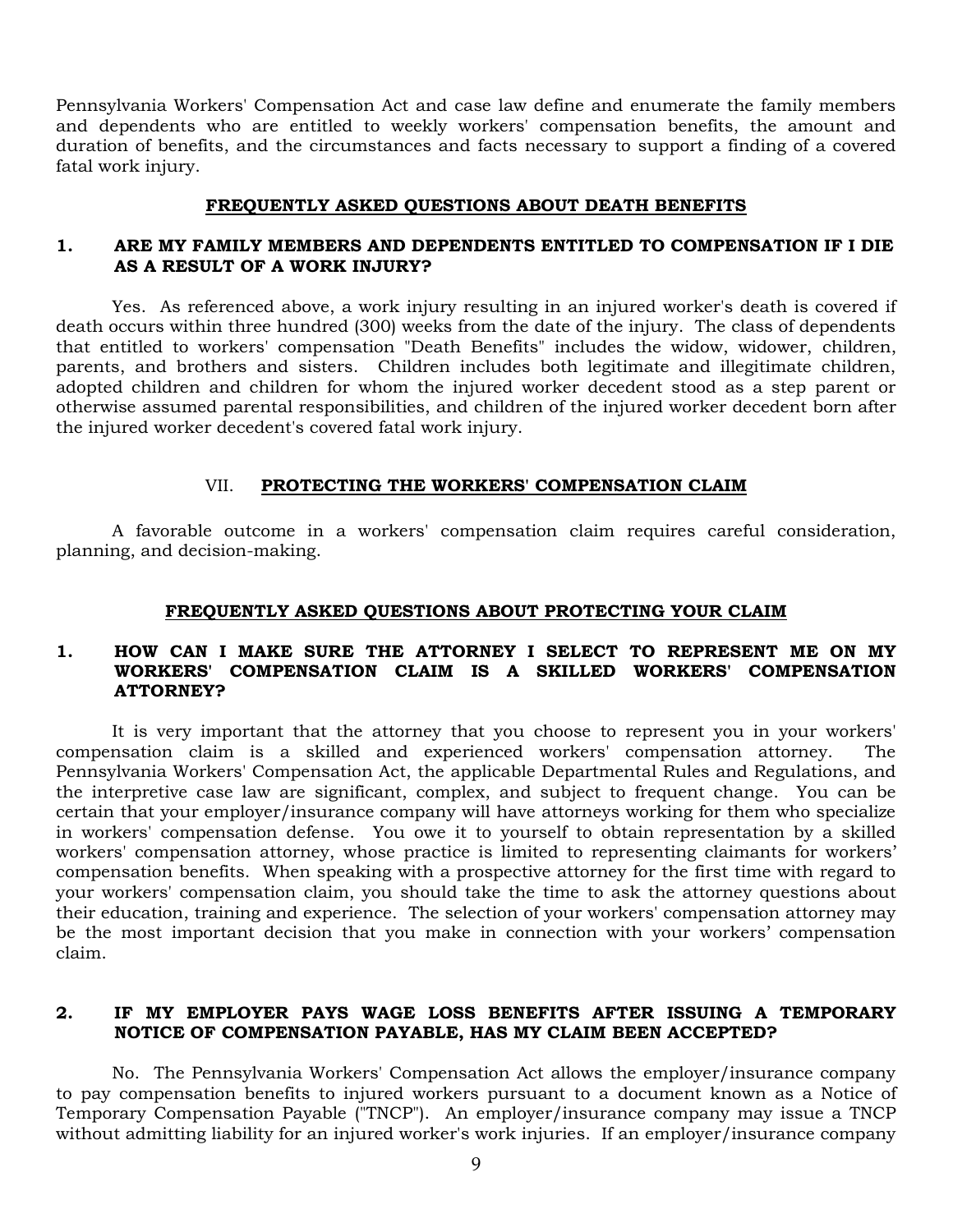Pennsylvania Workers' Compensation Act and case law define and enumerate the family members and dependents who are entitled to weekly workers' compensation benefits, the amount and duration of benefits, and the circumstances and facts necessary to support a finding of a covered fatal work injury.

### FREQUENTLY ASKED QUESTIONS ABOUT DEATH BENEFITS

**1. ARE MY FAMILY MEMBERS AND DEPENDENTS ENTITLED TO COMPENSATION IF I DIE AS A RESULT OF A WORK INJURY?**

Yes. As referenced above, a work injury resulting in an injured worker's death is covered if death occurs within three hundred (300) weeks from the date of the injury. The class of dependents that entitled to workers' compensation "Death Benefits" includes the widow, widower, children, parents, and brothers and sisters. Children includes both legitimate and illegitimate children, adopted children and children for whom the injured worker decedent stood as a step parent or otherwise assumed parental responsibilities, and children of the injured worker decedent born after the injured worker decedent's covered fatal work injury.

## VII. PROTECTING THE WORKERS' COMPENSATION CLAIM

A favorable outcome in a workers' compensation claim requires careful consideration, planning, and decision-making.

### FREQUENTLY ASKED QUESTIONS ABOUT PROTECTING YOUR CLAIM

**1. HOW CAN I MAKE SURE THE ATTORNEY I SELECT TO REPRESENT ME ON MY WORKERS' COMPENSATION CLAIM IS A SKILLED WORKERS' COMPENSATION ATTORNEY?**

It is very important that the attorney that you choose to represent you in your workers' compensation claim is a skilled and experienced workers' compensation attorney. The Pennsylvania Workers' Compensation Act, the applicable Departmental Rules and Regulations, and the interpretive case law are significant, complex, and subject to frequent change. You can be certain that your employer/insurance company will have attorneys working for them who specialize in workers' compensation defense. You owe it to yourself to obtain representation by a skilled workers' compensation attorney, whose practice is limited to representing claimants for workers' compensation benefits. When speaking with a prospective attorney for the first time with regard to your workers' compensation claim, you should take the time to ask the attorney questions about their education, training and experience. The selection of your workers' compensation attorney may be the most important decision that you make in connection with your workers' compensation claim.

**2. IF MY EMPLOYER PAYS WAGE LOSS BENEFITS AFTER ISSUING A TEMPORARY NOTICE OF COMPENSATION PAYABLE, HAS MY CLAIM BEEN ACCEPTED?**

No. The Pennsylvania Workers' Compensation Act allows the employer/insurance company to pay compensation benefits to injured workers pursuant to a document known as a Notice of Temporary Compensation Payable ("TNCP"). An employer/insurance company may issue a TNCP without admitting liability for an injured worker's work injuries. If an employer/insurance company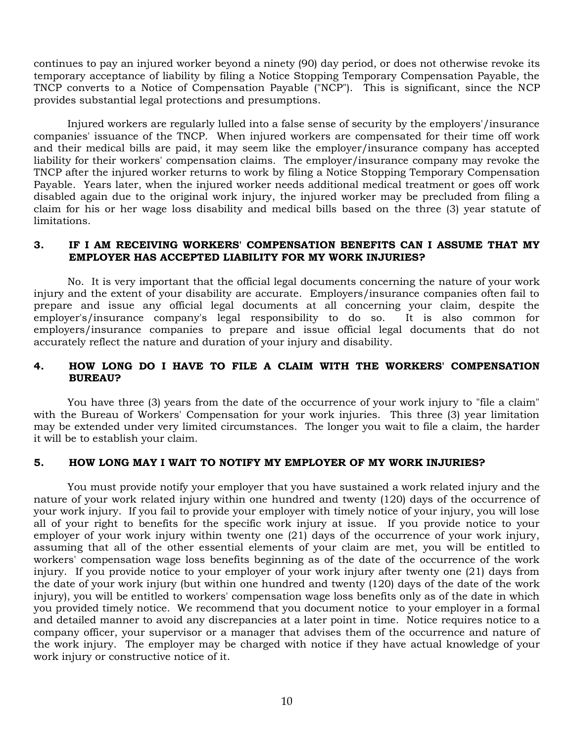continues to pay an injured worker beyond a ninety (90) day period, or does not otherwise revoke its temporary acceptance of liability by filing a Notice Stopping Temporary Compensation Payable, the TNCP converts to a Notice of Compensation Payable ("NCP"). This is significant, since the NCP provides substantial legal protections and presumptions.

Injured workers are regularly lulled into a false sense of security by the employers'/insurance companies' issuance of the TNCP. When injured workers are compensated for their time off work and their medical bills are paid, it may seem like the employer/insurance company has accepted liability for their workers' compensation claims. The employer/insurance company may revoke the TNCP after the injured worker returns to work by filing a Notice Stopping Temporary Compensation Payable. Years later, when the injured worker needs additional medical treatment or goes off work disabled again due to the original work injury, the injured worker may be precluded from filing a claim for his or her wage loss disability and medical bills based on the three (3) year statute of limitations.

### 3. IF I AM RECEIVING WORKERS' COMPENSATION BENEFITS CAN I ASSUME THAT MY EMPLOYER HAS ACCEPTED LIABILITY FOR MY WORK INJURIES?

No. It is very important that the official legal documents concerning the nature of your work injury and the extent of your disability are accurate. Employers/insurance companies often fail to prepare and issue any official legal documents at all concerning your claim, despite the employer's/insurance company's legal responsibility to do so. It is also common for employers/insurance companies to prepare and issue official legal documents that do not accurately reflect the nature and duration of your injury and disability.

### 4. HOW LONG DO I HAVE TO FILE A CLAIM WITH THE WORKERS' COMPENSATION BUREAU?

You have three (3) years from the date of the occurrence of your work injury to "file a claim" with the Bureau of Workers' Compensation for your work injuries. This three (3) year limitation may be extended under very limited circumstances. The longer you wait to file a claim, the harder it will be to establish your claim.

### 5. HOW LONG MAY I WAIT TO NOTIFY MY EMPLOYER OF MY WORK INJURIES?

You must provide notify your employer that you have sustained a work related injury and the nature of your work related injury within one hundred and twenty (120) days of the occurrence of your work injury. If you fail to provide your employer with timely notice of your injury, you will lose all of your right to benefits for the specific work injury at issue. If you provide notice to your employer of your work injury within twenty one (21) days of the occurrence of your work injury, assuming that all of the other essential elements of your claim are met, you will be entitled to workers' compensation wage loss benefits beginning as of the date of the occurrence of the work injury. If you provide notice to your employer of your work injury after twenty one (21) days from the date of your work injury (but within one hundred and twenty (120) days of the date of the work injury), you will be entitled to workers' compensation wage loss benefits only as of the date in which you provided timely notice. We recommend that you document notice to your employer in a formal and detailed manner to avoid any discrepancies at a later point in time. Notice requires notice to a company officer, your supervisor or a manager that advises them of the occurrence and nature of the work injury. The employer may be charged with notice if they have actual knowledge of your work injury or constructive notice of it.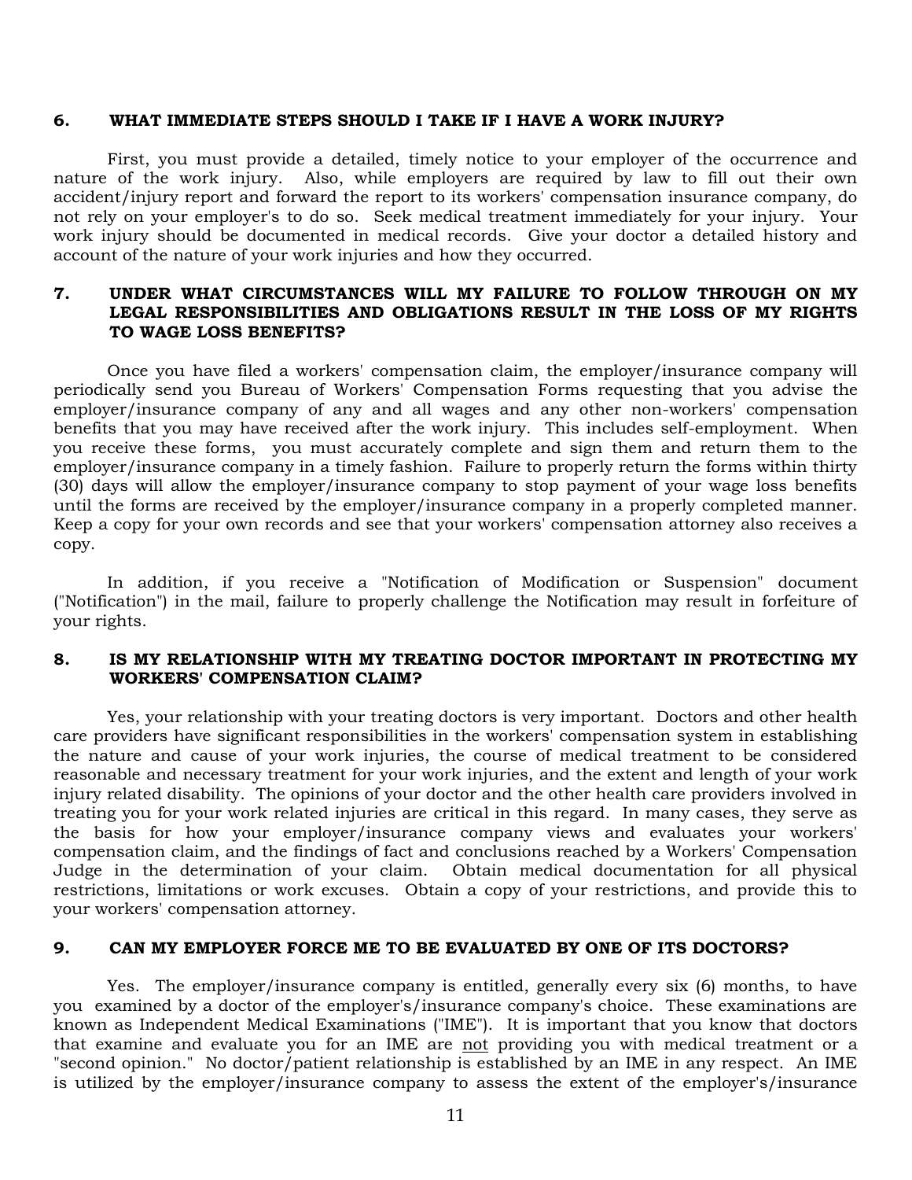### 6. WHAT IMMEDIATE STEPS SHOULD I TAKE IF I HAVE A WORK INJURY?

First, you must provide a detailed, timely notice to your employer of the occurrence and nature of the work injury. Also, while employers are required by law to fill out their own accident/injury report and forward the report to its workers' compensation insurance company, do not rely on your employer's to do so. Seek medical treatment immediately for your injury. Your work injury should be documented in medical records. Give your doctor a detailed history and account of the nature of your work injuries and how they occurred.

### 7. UNDER WHAT CIRCUMSTANCES WILL MY FAILURE TO FOLLOW THROUGH ON MY LEGAL RESPONSIBILITIES AND OBLIGATIONS RESULT IN THE LOSS OF MY RIGHTS TO WAGE LOSS BENEFITS?

Once you have filed a workers' compensation claim, the employer/insurance company will periodically send you Bureau of Workers' Compensation Forms requesting that you advise the employer/insurance company of any and all wages and any other non-workers' compensation benefits that you may have received after the work injury. This includes self-employment. When you receive these forms, you must accurately complete and sign them and return them to the employer/insurance company in a timely fashion. Failure to properly return the forms within thirty (30) days will allow the employer/insurance company to stop payment of your wage loss benefits until the forms are received by the employer/insurance company in a properly completed manner. Keep a copy for your own records and see that your workers' compensation attorney also receives a copy.

In addition, if you receive a "Notification of Modification or Suspension" document ("Notification") in the mail, failure to properly challenge the Notification may result in forfeiture of your rights.

### 8. IS MY RELATIONSHIP WITH MY TREATING DOCTOR IMPORTANT IN PROTECTING MY WORKERS' COMPENSATION CLAIM?

Yes, your relationship with your treating doctors is very important. Doctors and other health care providers have significant responsibilities in the workers' compensation system in establishing the nature and cause of your work injuries, the course of medical treatment to be considered reasonable and necessary treatment for your work injuries, and the extent and length of your work injury related disability. The opinions of your doctor and the other health care providers involved in treating you for your work related injuries are critical in this regard. In many cases, they serve as the basis for how your employer/insurance company views and evaluates your workers' compensation claim, and the findings of fact and conclusions reached by a Workers' Compensation Judge in the determination of your claim. Obtain medical documentation for all physical restrictions, limitations or work excuses. Obtain a copy of your restrictions, and provide this to your workers' compensation attorney.

### 9. CAN MY EMPLOYER FORCE ME TO BE EVALUATED BY ONE OF ITS DOCTORS?

Yes. The employer/insurance company is entitled, generally every six (6) months, to have you examined by a doctor of the employer's/insurance company's choice. These examinations are known as Independent Medical Examinations ("IME"). It is important that you know that doctors that examine and evaluate you for an IME are <u>not</u> providing you with medical treatment or a "second opinion." No doctor/patient relationship is established by an IME in any respect. An IME is utilized by the employer/insurance company to assess the extent of the employer's/insurance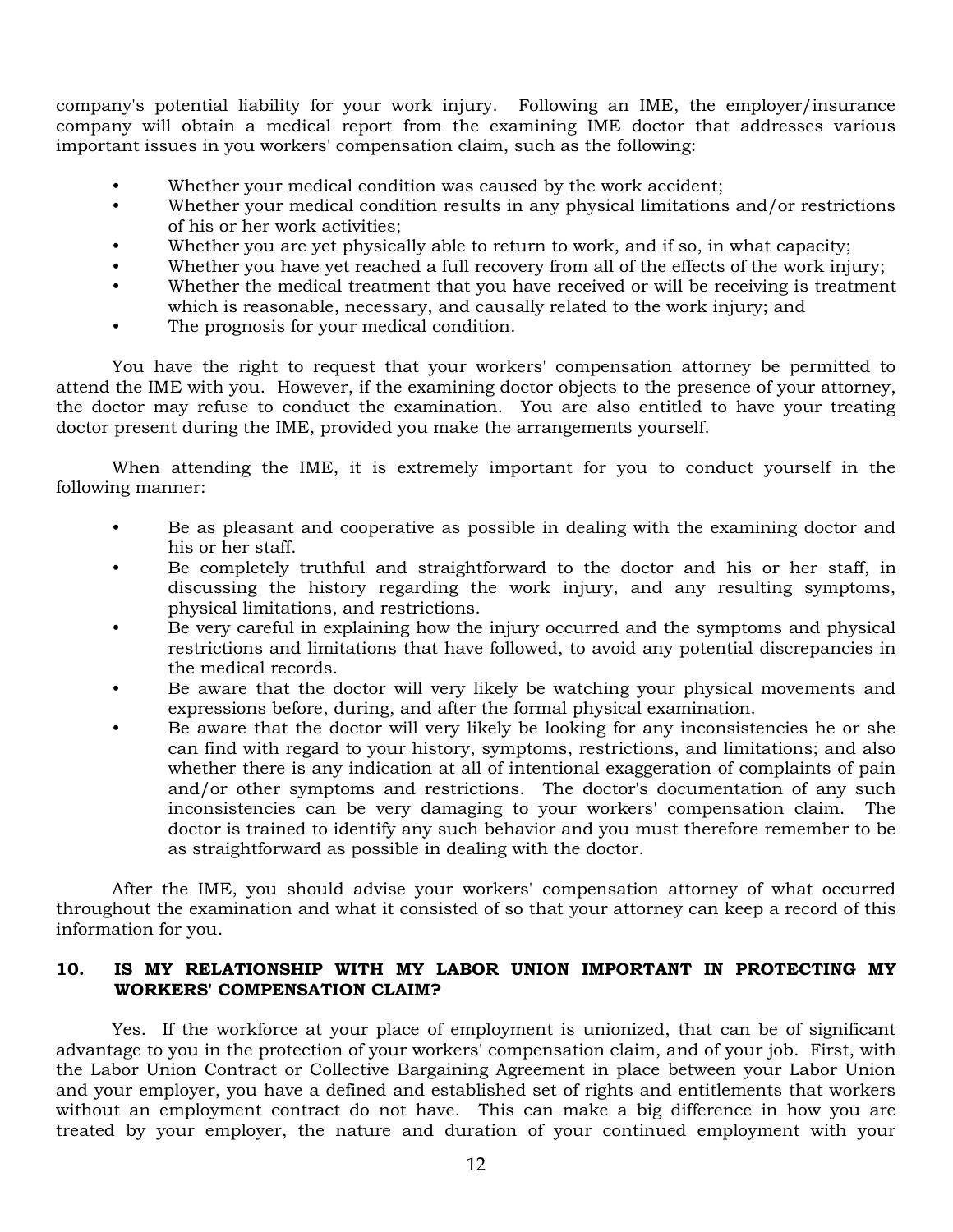company's potential liability for your work injury. Following an IME, the employer/insurance company will obtain a medical report from the examining IME doctor that addresses various important issues in you workers' compensation claim, such as the following:

- Whether your medical condition was caused by the work accident;
- Whether your medical condition results in any physical limitations and/or restrictions of his or her work activities;
- Whether you are yet physically able to return to work, and if so, in what capacity;
- Whether you have yet reached a full recovery from all of the effects of the work injury;
- Whether the medical treatment that you have received or will be receiving is treatment which is reasonable, necessary, and causally related to the work injury; and
- The prognosis for your medical condition.

You have the right to request that your workers' compensation attorney be permitted to attend the IME with you. However, if the examining doctor objects to the presence of your attorney, the doctor may refuse to conduct the examination. You are also entitled to have your treating doctor present during the IME, provided you make the arrangements yourself.

When attending the IME, it is extremely important for you to conduct yourself in the following manner:

- Be as pleasant and cooperative as possible in dealing with the examining doctor and his or her staff.
- Be completely truthful and straightforward to the doctor and his or her staff, in discussing the history regarding the work injury, and any resulting symptoms, physical limitations, and restrictions.
- Be very careful in explaining how the injury occurred and the symptoms and physical restrictions and limitations that have followed, to avoid any potential discrepancies in the medical records.
- Be aware that the doctor will very likely be watching your physical movements and expressions before, during, and after the formal physical examination.
- Be aware that the doctor will very likely be looking for any inconsistencies he or she can find with regard to your history, symptoms, restrictions, and limitations; and also whether there is any indication at all of intentional exaggeration of complaints of pain and/or other symptoms and restrictions. The doctor's documentation of any such inconsistencies can be very damaging to your workers' compensation claim. The doctor is trained to identify any such behavior and you must therefore remember to be as straightforward as possible in dealing with the doctor.

After the IME, you should advise your workers' compensation attorney of what occurred throughout the examination and what it consisted of so that your attorney can keep a record of this information for you.

## 10. IS MY RELATIONSHIP WITH MY LABOR UNION IMPORTANT IN PROTECTING MY WORKERS' COMPENSATION CLAIM?

Yes. If the workforce at your place of employment is unionized, that can be of significant advantage to you in the protection of your workers' compensation claim, and of your job. First, with the Labor Union Contract or Collective Bargaining Agreement in place between your Labor Union and your employer, you have a defined and established set of rights and entitlements that workers without an employment contract do not have. This can make a big difference in how you are treated by your employer, the nature and duration of your continued employment with your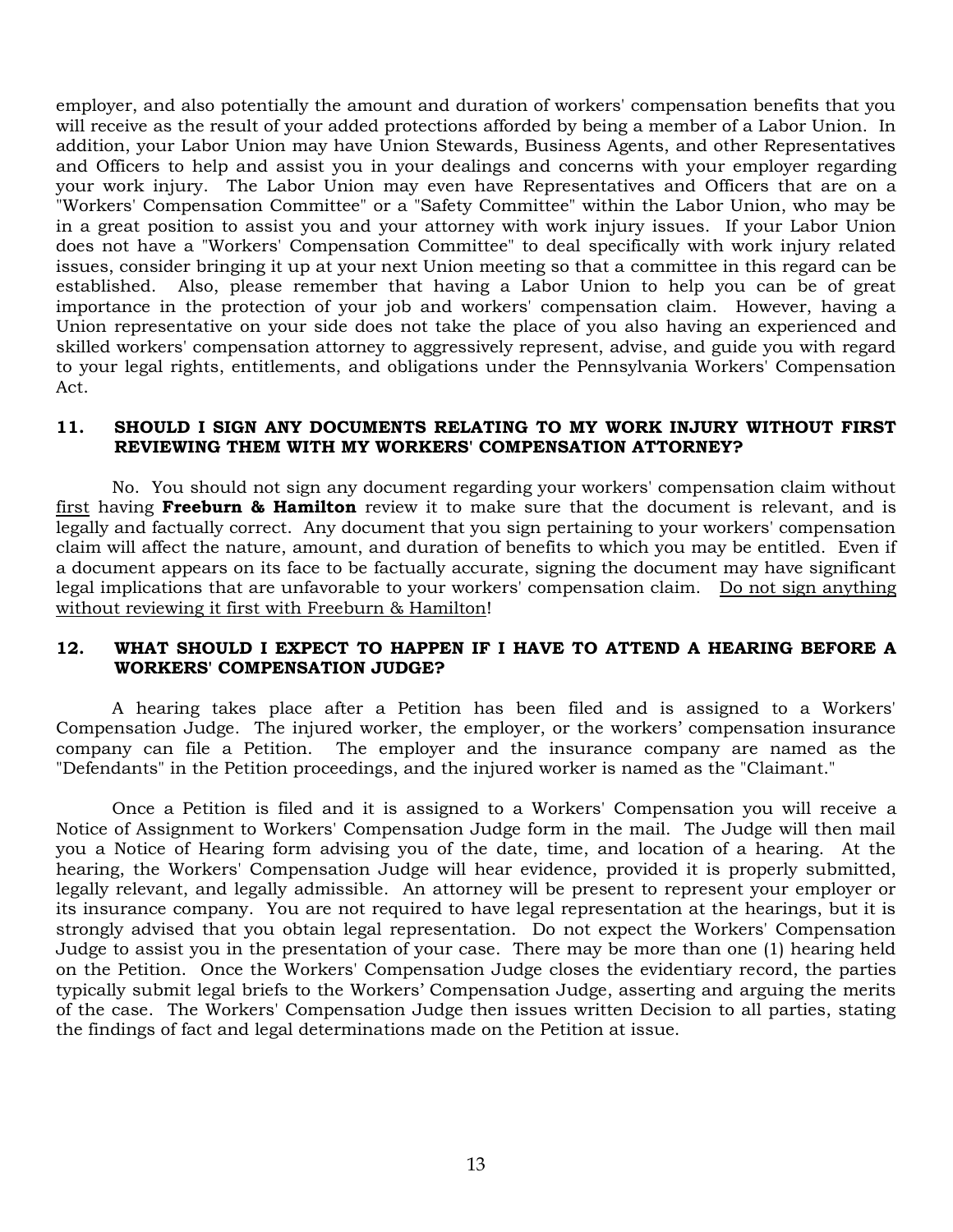employer, and also potentially the amount and duration of workers' compensation benefits that you will receive as the result of your added protections afforded by being a member of a Labor Union. In addition, your Labor Union may have Union Stewards, Business Agents, and other Representatives and Officers to help and assist you in your dealings and concerns with your employer regarding your work injury. The Labor Union may even have Representatives and Officers that are on a "Workers' Compensation Committee" or a "Safety Committee" within the Labor Union, who may be in a great position to assist you and your attorney with work injury issues. If your Labor Union does not have a "Workers' Compensation Committee" to deal specifically with work injury related issues, consider bringing it up at your next Union meeting so that a committee in this regard can be established. Also, please remember that having a Labor Union to help you can be of great importance in the protection of your job and workers' compensation claim. However, having a Union representative on your side does not take the place of you also having an experienced and skilled workers' compensation attorney to aggressively represent, advise, and guide you with regard to your legal rights, entitlements, and obligations under the Pennsylvania Workers' Compensation Act.

### 11. SHOULD I SIGN ANY DOCUMENTS RELATING TO MY WORK INJURY WITHOUT FIRST REVIEWING THEM WITH MY WORKERS' COMPENSATION ATTORNEY?

No. You should not sign any document regarding your workers' compensation claim without first having **Freeburn & Hamilton** review it to make sure that the document is relevant, and is legally and factually correct. Any document that you sign pertaining to your workers' compensation claim will affect the nature, amount, and duration of benefits to which you may be entitled. Even if a document appears on its face to be factually accurate, signing the document may have significant legal implications that are unfavorable to your workers' compensation claim. Do not sign anything without reviewing it first with Freeburn & Hamilton!

### 12. WHAT SHOULD I EXPECT TO HAPPEN IF I HAVE TO ATTEND A HEARING BEFORE A WORKERS' COMPENSATION JUDGE?

A hearing takes place after a Petition has been filed and is assigned to a Workers' Compensation Judge. The injured worker, the employer, or the workers' compensation insurance company can file a Petition. The employer and the insurance company are named as the "Defendants" in the Petition proceedings, and the injured worker is named as the "Claimant."

Once a Petition is filed and it is assigned to a Workers' Compensation you will receive a Notice of Assignment to Workers' Compensation Judge form in the mail. The Judge will then mail you a Notice of Hearing form advising you of the date, time, and location of a hearing. At the hearing, the Workers' Compensation Judge will hear evidence, provided it is properly submitted, legally relevant, and legally admissible. An attorney will be present to represent your employer or its insurance company. You are not required to have legal representation at the hearings, but it is strongly advised that you obtain legal representation. Do not expect the Workers' Compensation Judge to assist you in the presentation of your case. There may be more than one (1) hearing held on the Petition. Once the Workers' Compensation Judge closes the evidentiary record, the parties typically submit legal briefs to the Workers' Compensation Judge, asserting and arguing the merits of the case. The Workers' Compensation Judge then issues written Decision to all parties, stating the findings of fact and legal determinations made on the Petition at issue.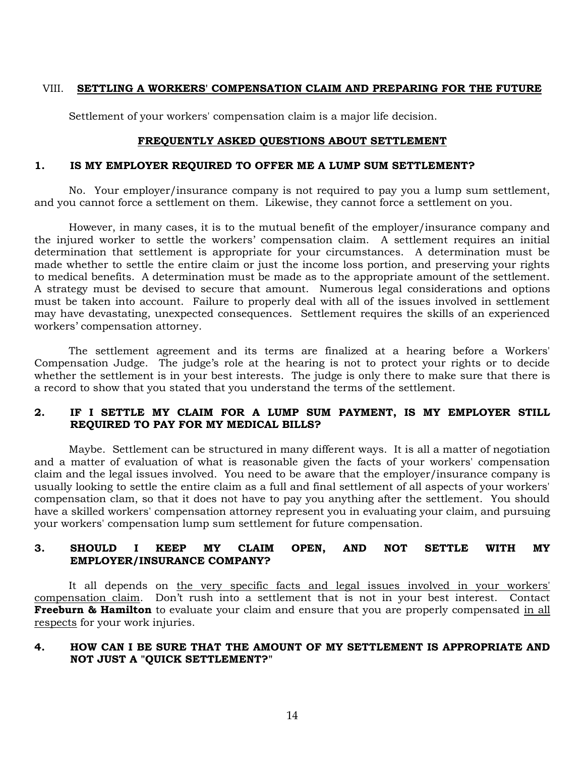## VIII. SETTLING A WORKERS' COMPENSATION CLAIM AND PREPARING FOR THE FUTURE

Settlement of your workers' compensation claim is a major life decision.

### FREQUENTLY ASKED QUESTIONS ABOUT SETTLEMENT

#### 1. IS MY EMPLOYER REQUIRED TO OFFER ME A LUMP SUM SETTLEMENT?

No. Your employer/insurance company is not required to pay you a lump sum settlement, and you cannot force a settlement on them. Likewise, they cannot force a settlement on you.

However, in many cases, it is to the mutual benefit of the employer/insurance company and the injured worker to settle the workers' compensation claim. A settlement requires an initial determination that settlement is appropriate for your circumstances. A determination must be made whether to settle the entire claim or just the income loss portion, and preserving your rights to medical benefits. A determination must be made as to the appropriate amount of the settlement. A strategy must be devised to secure that amount. Numerous legal considerations and options must be taken into account. Failure to properly deal with all of the issues involved in settlement may have devastating, unexpected consequences. Settlement requires the skills of an experienced workers' compensation attorney.

The settlement agreement and its terms are finalized at a hearing before a Workers' Compensation Judge. The judge's role at the hearing is not to protect your rights or to decide whether the settlement is in your best interests. The judge is only there to make sure that there is a record to show that you stated that you understand the terms of the settlement.

#### 2. IF I SETTLE MY CLAIM FOR A LUMP SUM PAYMENT, IS MY EMPLOYER STILL REQUIRED TO PAY FOR MY MEDICAL BILLS?

Maybe. Settlement can be structured in many different ways. It is all a matter of negotiation and a matter of evaluation of what is reasonable given the facts of your workers' compensation claim and the legal issues involved. You need to be aware that the employer/insurance company is usually looking to settle the entire claim as a full and final settlement of all aspects of your workers' compensation clam, so that it does not have to pay you anything after the settlement. You should have a skilled workers' compensation attorney represent you in evaluating your claim, and pursuing your workers' compensation lump sum settlement for future compensation.

#### 3. SHOULD I KEEP MY CLAIM OPEN, AND NOT SETTLE WITH MY EMPLOYER/INSURANCE COMPANY?

It all depends on the very specific facts and legal issues involved in your workers' compensation claim. Don't rush into a settlement that is not in your best interest. Contact **Freeburn & Hamilton** to evaluate your claim and ensure that you are properly compensated in all respects for your work injuries.

#### 4. HOW CAN I BE SURE THAT THE AMOUNT OF MY SETTLEMENT IS APPROPRIATE AND NOT JUST A "QUICK SETTLEMENT?"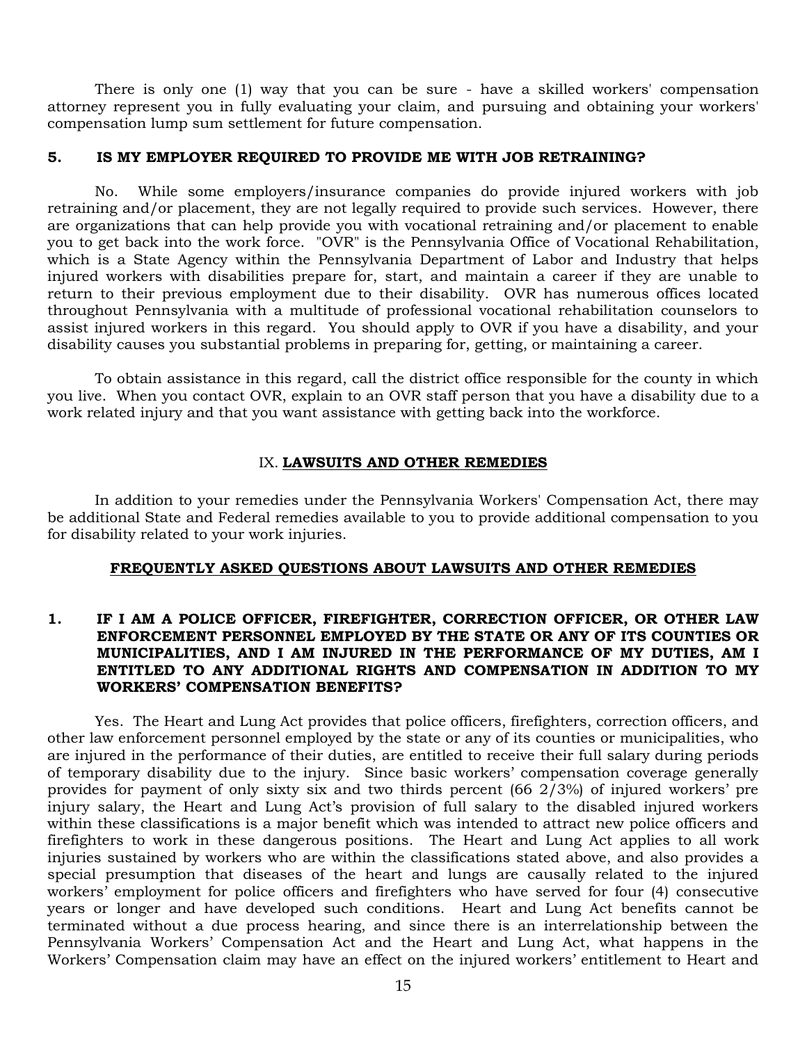There is only one (1) way that you can be sure - have a skilled workers' compensation attorney represent you in fully evaluating your claim, and pursuing and obtaining your workers' compensation lump sum settlement for future compensation.

### 5. IS MY EMPLOYER REQUIRED TO PROVIDE ME WITH JOB RETRAINING?

No. While some employers/insurance companies do provide injured workers with job retraining and/or placement, they are not legally required to provide such services. However, there are organizations that can help provide you with vocational retraining and/or placement to enable you to get back into the work force. "OVR" is the Pennsylvania Office of Vocational Rehabilitation, which is a State Agency within the Pennsylvania Department of Labor and Industry that helps injured workers with disabilities prepare for, start, and maintain a career if they are unable to return to their previous employment due to their disability. OVR has numerous offices located throughout Pennsylvania with a multitude of professional vocational rehabilitation counselors to assist injured workers in this regard. You should apply to OVR if you have a disability, and your disability causes you substantial problems in preparing for, getting, or maintaining a career.

To obtain assistance in this regard, call the district office responsible for the county in which you live. When you contact OVR, explain to an OVR staff person that you have a disability due to a work related injury and that you want assistance with getting back into the workforce.

## IX. <u>LAWSUITS AND OTHER REMEDIES</u>

In addition to your remedies under the Pennsylvania Workers' Compensation Act, there may be additional State and Federal remedies available to you to provide additional compensation to you for disability related to your work injuries.

### <u>FREQUENTLY ASKED QUESTIONS ABOUT LAWSUITS AND OTHER REMEDIES</u>

### 1. IF I AM A POLICE OFFICER, FIREFIGHTER, CORRECTION OFFICER, OR OTHER LAW ENFORCEMENT PERSONNEL EMPLOYED BY THE STATE OR ANY OF ITS COUNTIES OR MUNICIPALITIES, AND I AM INJURED IN THE PERFORMANCE OF MY DUTIES, AM I ENTITLED TO ANY ADDITIONAL RIGHTS AND COMPENSATION IN ADDITION TO MY WORKERS' COMPENSATION BENEFITS?

Yes. The Heart and Lung Act provides that police officers, firefighters, correction officers, and other law enforcement personnel employed by the state or any of its counties or municipalities, who are injured in the performance of their duties, are entitled to receive their full salary during periods of temporary disability due to the injury. Since basic workers' compensation coverage generally provides for payment of only sixty six and two thirds percent (66 2/3%) of injured workers' pre injury salary, the Heart and Lung Act's provision of full salary to the disabled injured workers within these classifications is a major benefit which was intended to attract new police officers and firefighters to work in these dangerous positions. The Heart and Lung Act applies to all work injuries sustained by workers who are within the classifications stated above, and also provides a special presumption that diseases of the heart and lungs are causally related to the injured workers' employment for police officers and firefighters who have served for four (4) consecutive years or longer and have developed such conditions. Heart and Lung Act benefits cannot be terminated without a due process hearing, and since there is an interrelationship between the Pennsylvania Workers' Compensation Act and the Heart and Lung Act, what happens in the Workers' Compensation claim may have an effect on the injured workers' entitlement to Heart and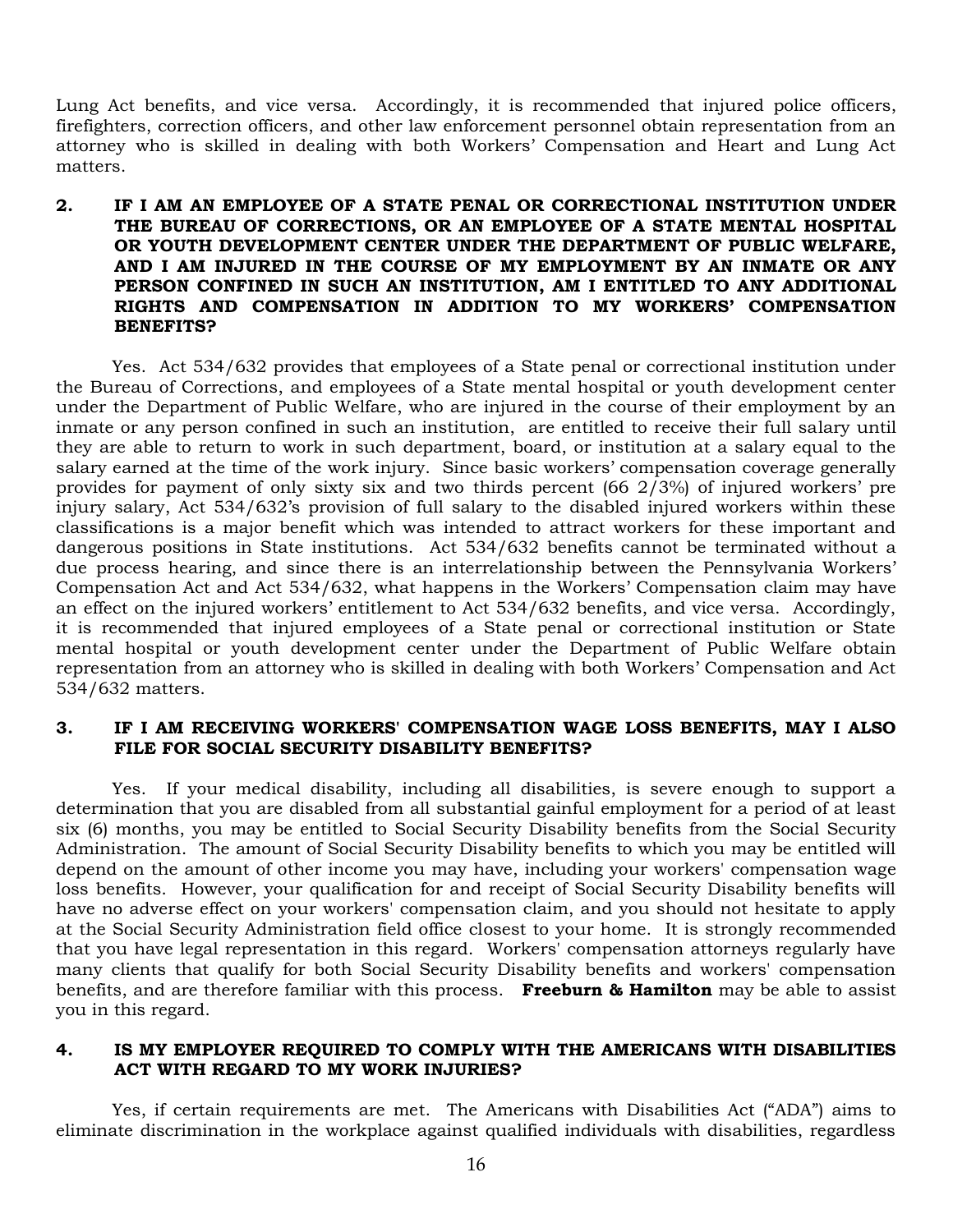Lung Act benefits, and vice versa. Accordingly, it is recommended that injured police officers, firefighters, correction officers, and other law enforcement personnel obtain representation from an attorney who is skilled in dealing with both Workers' Compensation and Heart and Lung Act matters.

**2. IF I AM AN EMPLOYEE OF A STATE PENAL OR CORRECTIONAL INSTITUTION UNDER THE BUREAU OF CORRECTIONS, OR AN EMPLOYEE OF A STATE MENTAL HOSPITAL OR YOUTH DEVELOPMENT CENTER UNDER THE DEPARTMENT OF PUBLIC WELFARE, AND I AM INJURED IN THE COURSE OF MY EMPLOYMENT BY AN INMATE OR ANY PERSON CONFINED IN SUCH AN INSTITUTION, AM I ENTITLED TO ANY ADDITIONAL RIGHTS AND COMPENSATION IN ADDITION TO MY WORKERS' COMPENSATION BENEFITS?**

Yes. Act 534/632 provides that employees of a State penal or correctional institution under the Bureau of Corrections, and employees of a State mental hospital or youth development center under the Department of Public Welfare, who are injured in the course of their employment by an inmate or any person confined in such an institution, are entitled to receive their full salary until they are able to return to work in such department, board, or institution at a salary equal to the salary earned at the time of the work injury. Since basic workers' compensation coverage generally provides for payment of only sixty six and two thirds percent (66 2/3%) of injured workers' pre injury salary, Act 534/632's provision of full salary to the disabled injured workers within these classifications is a major benefit which was intended to attract workers for these important and dangerous positions in State institutions. Act 534/632 benefits cannot be terminated without a due process hearing, and since there is an interrelationship between the Pennsylvania Workers' Compensation Act and Act 534/632, what happens in the Workers' Compensation claim may have an effect on the injured workers' entitlement to Act 534/632 benefits, and vice versa. Accordingly, it is recommended that injured employees of a State penal or correctional institution or State mental hospital or youth development center under the Department of Public Welfare obtain representation from an attorney who is skilled in dealing with both Workers' Compensation and Act 534/632 matters.

**3. IF I AM RECEIVING WORKERS' COMPENSATION WAGE LOSS BENEFITS, MAY I ALSO FILE FOR SOCIAL SECURITY DISABILITY BENEFITS?**

Yes. If your medical disability, including all disabilities, is severe enough to support a determination that you are disabled from all substantial gainful employment for a period of at least six (6) months, you may be entitled to Social Security Disability benefits from the Social Security Administration. The amount of Social Security Disability benefits to which you may be entitled will depend on the amount of other income you may have, including your workers' compensation wage loss benefits. However, your qualification for and receipt of Social Security Disability benefits will have no adverse effect on your workers' compensation claim, and you should not hesitate to apply at the Social Security Administration field office closest to your home. It is strongly recommended that you have legal representation in this regard. Workers' compensation attorneys regularly have many clients that qualify for both Social Security Disability benefits and workers' compensation benefits, and are therefore familiar with this process. **Freeburn & Hamilton** may be able to assist you in this regard.

**4. IS MY EMPLOYER REQUIRED TO COMPLY WITH THE AMERICANS WITH DISABILITIES ACT WITH REGARD TO MY WORK INJURIES?**

Yes, if certain requirements are met. The Americans with Disabilities Act ("ADA") aims to eliminate discrimination in the workplace against qualified individuals with disabilities, regardless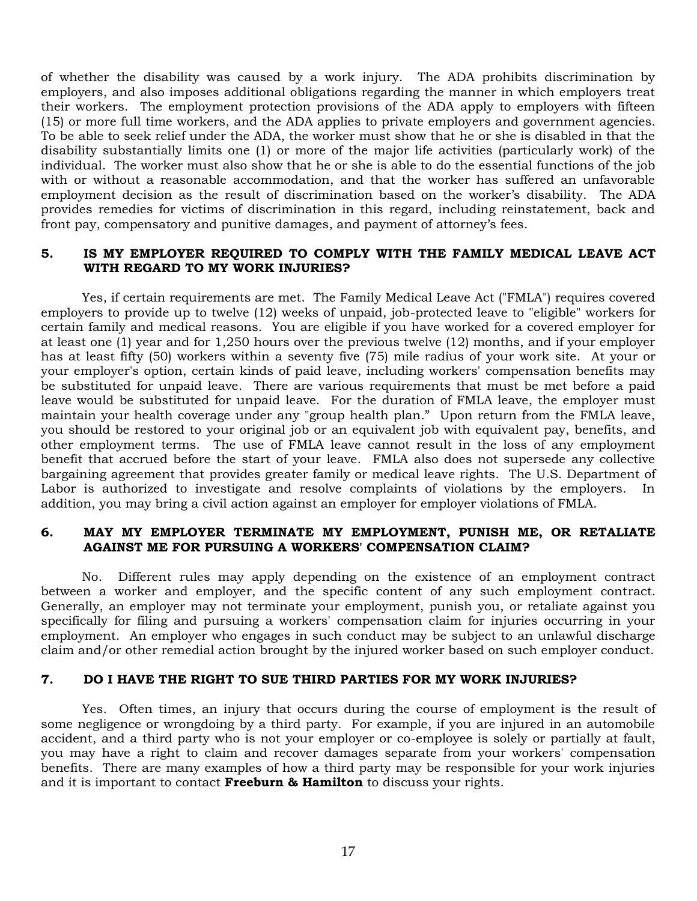of whether the disability was caused by a work injury. The ADA prohibits discrimination by employers, and also imposes additional obligations regarding the manner in which employers treat their workers. The employment protection provisions of the ADA apply to employers with fifteen (15) or more full time workers, and the ADA applies to private employers and government agencies. To be able to seek relief under the ADA, the worker must show that he or she is disabled in that the disability substantially limits one (1) or more of the major life activities (particularly work) of the individual. The worker must also show that he or she is able to do the essential functions of the job with or without a reasonable accommodation, and that the worker has suffered an unfavorable employment decision as the result of discrimination based on the worker's disability. The ADA provides remedies for victims of discrimination in this regard, including reinstatement, back and front pay, compensatory and punitive damages, and payment of attorney's fees.

### 5. IS MY EMPLOYER REQUIRED TO COMPLY WITH THE FAMILY MEDICAL LEAVE ACT WITH REGARD TO MY WORK INJURIES?

Yes, if certain requirements are met. The Family Medical Leave Act ("FMLA") requires covered employers to provide up to twelve (12) weeks of unpaid, job-protected leave to "eligible" workers for certain family and medical reasons. You are eligible if you have worked for a covered employer for at least one (1) year and for 1,250 hours over the previous twelve (12) months, and if your employer has at least fifty (50) workers within a seventy five (75) mile radius of your work site. At your or your employer's option, certain kinds of paid leave, including workers' compensation benefits may be substituted for unpaid leave. There are various requirements that must be met before a paid leave would be substituted for unpaid leave. For the duration of FMLA leave, the employer must maintain your health coverage under any "group health plan." Upon return from the FMLA leave, you should be restored to your original job or an equivalent job with equivalent pay, benefits, and other employment terms. The use of FMLA leave cannot result in the loss of any employment benefit that accrued before the start of your leave. FMLA also does not supersede any collective bargaining agreement that provides greater family or medical leave rights. The U.S. Department of Labor is authorized to investigate and resolve complaints of violations by the employers. In addition, you may bring a civil action against an employer for employer violations of FMLA.

### 6. MAY MY EMPLOYER TERMINATE MY EMPLOYMENT, PUNISH ME, OR RETALIATE AGAINST ME FOR PURSUING A WORKERS' COMPENSATION CLAIM?

No. Different rules may apply depending on the existence of an employment contract between a worker and employer, and the specific content of any such employment contract. Generally, an employer may not terminate your employment, punish you, or retaliate against you specifically for filing and pursuing a workers' compensation claim for injuries occurring in your employment. An employer who engages in such conduct may be subject to an unlawful discharge claim and/or other remedial action brought by the injured worker based on such employer conduct.

### 7. DO I HAVE THE RIGHT TO SUE THIRD PARTIES FOR MY WORK INJURIES?

Yes. Often times, an injury that occurs during the course of employment is the result of some negligence or wrongdoing by a third party. For example, if you are injured in an automobile accident, and a third party who is not your employer or co-employee is solely or partially at fault, you may have a right to claim and recover damages separate from your workers' compensation benefits. There are many examples of how a third party may be responsible for your work injuries and it is important to contact **Freeburn & Hamilton** to discuss your rights.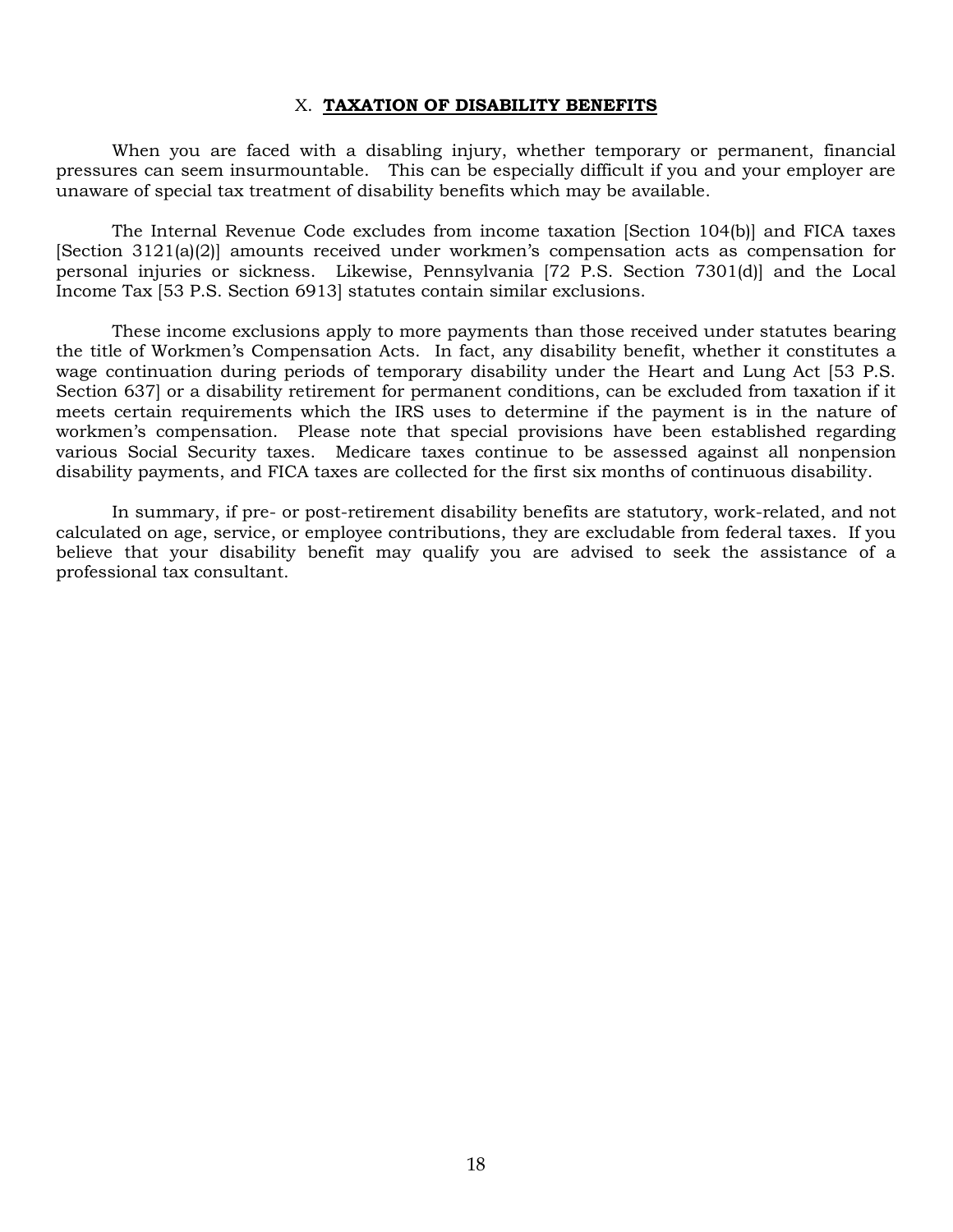## X. **TAXATION OF DISABILITY BENEFITS**

When you are faced with a disabling injury, whether temporary or permanent, financial pressures can seem insurmountable. This can be especially difficult if you and your employer are unaware of special tax treatment of disability benefits which may be available.

The Internal Revenue Code excludes from income taxation [Section 104(b)] and FICA taxes [Section 3121(a)(2)] amounts received under workmen's compensation acts as compensation for personal injuries or sickness. Likewise, Pennsylvania [72 P.S. Section 7301(d)] and the Local Income Tax [53 P.S. Section 6913] statutes contain similar exclusions.

These income exclusions apply to more payments than those received under statutes bearing the title of Workmen's Compensation Acts. In fact, any disability benefit, whether it constitutes a wage continuation during periods of temporary disability under the Heart and Lung Act [53 P.S. Section 637] or a disability retirement for permanent conditions, can be excluded from taxation if it meets certain requirements which the IRS uses to determine if the payment is in the nature of workmen's compensation. Please note that special provisions have been established regarding various Social Security taxes. Medicare taxes continue to be assessed against all nonpension disability payments, and FICA taxes are collected for the first six months of continuous disability.

In summary, if pre- or post-retirement disability benefits are statutory, work-related, and not calculated on age, service, or employee contributions, they are excludable from federal taxes. If you believe that your disability benefit may qualify you are advised to seek the assistance of a professional tax consultant.